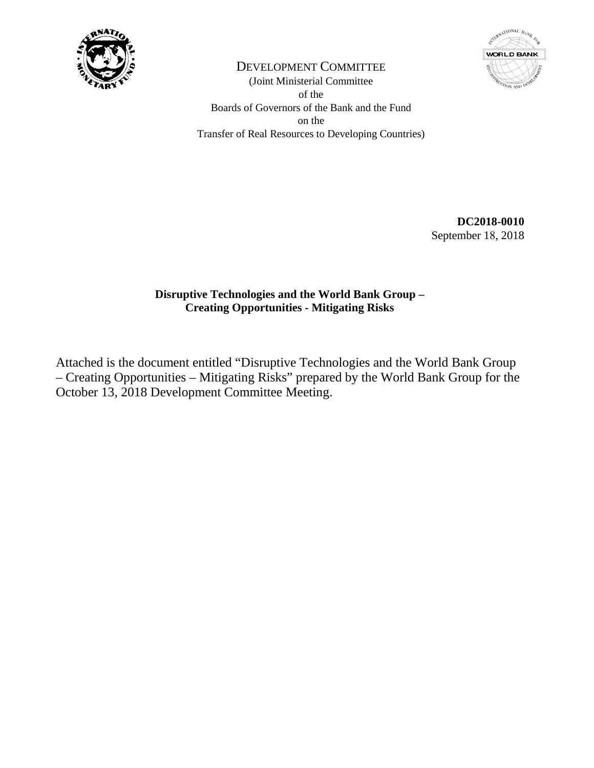DEVELOPMENT COMMITTEE
(Joint Ministerial Committee
of the
Boards of Governors of the Bank and the Fund
on the
Transfer of Real Resources to Developing Countries)

**DC2018-0010**
September 18, 2018

**Disruptive Technologies and the World Bank Group –
Creating Opportunities - Mitigating Risks**

Attached is the document entitled "Disruptive Technologies and the World Bank Group – Creating Opportunities – Mitigating Risks" prepared by the World Bank Group for the October 13, 2018 Development Committee Meeting.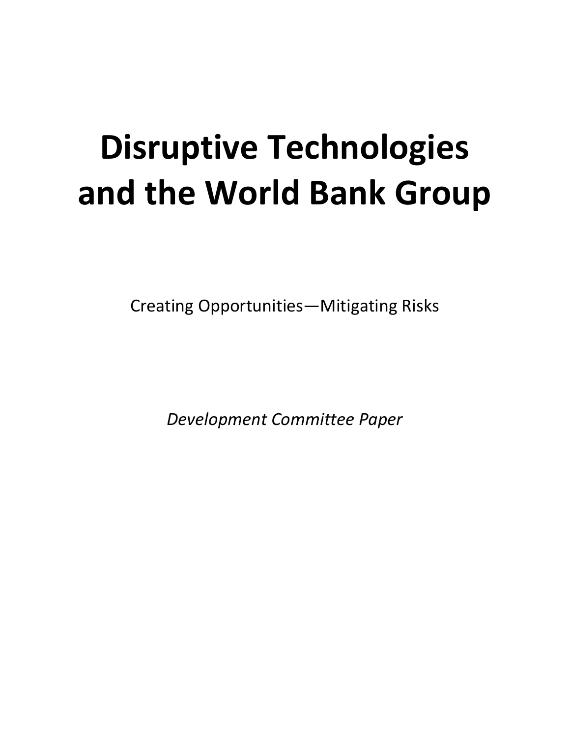# Disruptive Technologies and the World Bank Group

Creating Opportunities—Mitigating Risks

*Development Committee Paper*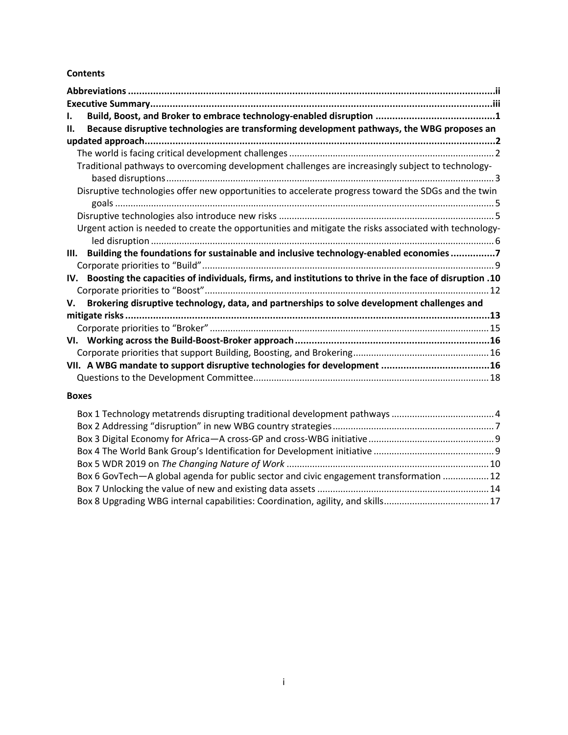**Contents**

- **Abbreviations** ..... ii
- **Executive Summary** ..... iii
- **I. Build, Boost, and Broker to embrace technology-enabled disruption** ..... 1
- **II. Because disruptive technologies are transforming development pathways, the WBG proposes an updated approach** ..... 2
  - The world is facing critical development challenges ..... 2
  - Traditional pathways to overcoming development challenges are increasingly subject to technology-based disruptions ..... 3
  - Disruptive technologies offer new opportunities to accelerate progress toward the SDGs and the twin goals ..... 5
  - Disruptive technologies also introduce new risks ..... 5
  - Urgent action is needed to create the opportunities and mitigate the risks associated with technology-led disruption ..... 6
- **III. Building the foundations for sustainable and inclusive technology-enabled economies** ..... 7
  - Corporate priorities to "Build" ..... 9
- **IV. Boosting the capacities of individuals, firms, and institutions to thrive in the face of disruption** ..... 10
  - Corporate priorities to "Boost" ..... 12
- **V. Brokering disruptive technology, data, and partnerships to solve development challenges and mitigate risks** ..... 13
  - Corporate priorities to "Broker" ..... 15
- **VI. Working across the Build-Boost-Broker approach** ..... 16
  - Corporate priorities that support Building, Boosting, and Brokering ..... 16
- **VII. A WBG mandate to support disruptive technologies for development** ..... 16
  - Questions to the Development Committee ..... 18

**Boxes**

- Box 1 Technology metatrends disrupting traditional development pathways ..... 4
- Box 2 Addressing "disruption" in new WBG country strategies ..... 7
- Box 3 Digital Economy for Africa—A cross-GP and cross-WBG initiative ..... 9
- Box 4 The World Bank Group's Identification for Development initiative ..... 9
- Box 5 WDR 2019 on *The Changing Nature of Work* ..... 10
- Box 6 GovTech—A global agenda for public sector and civic engagement transformation ..... 12
- Box 7 Unlocking the value of new and existing data assets ..... 14
- Box 8 Upgrading WBG internal capabilities: Coordination, agility, and skills ..... 17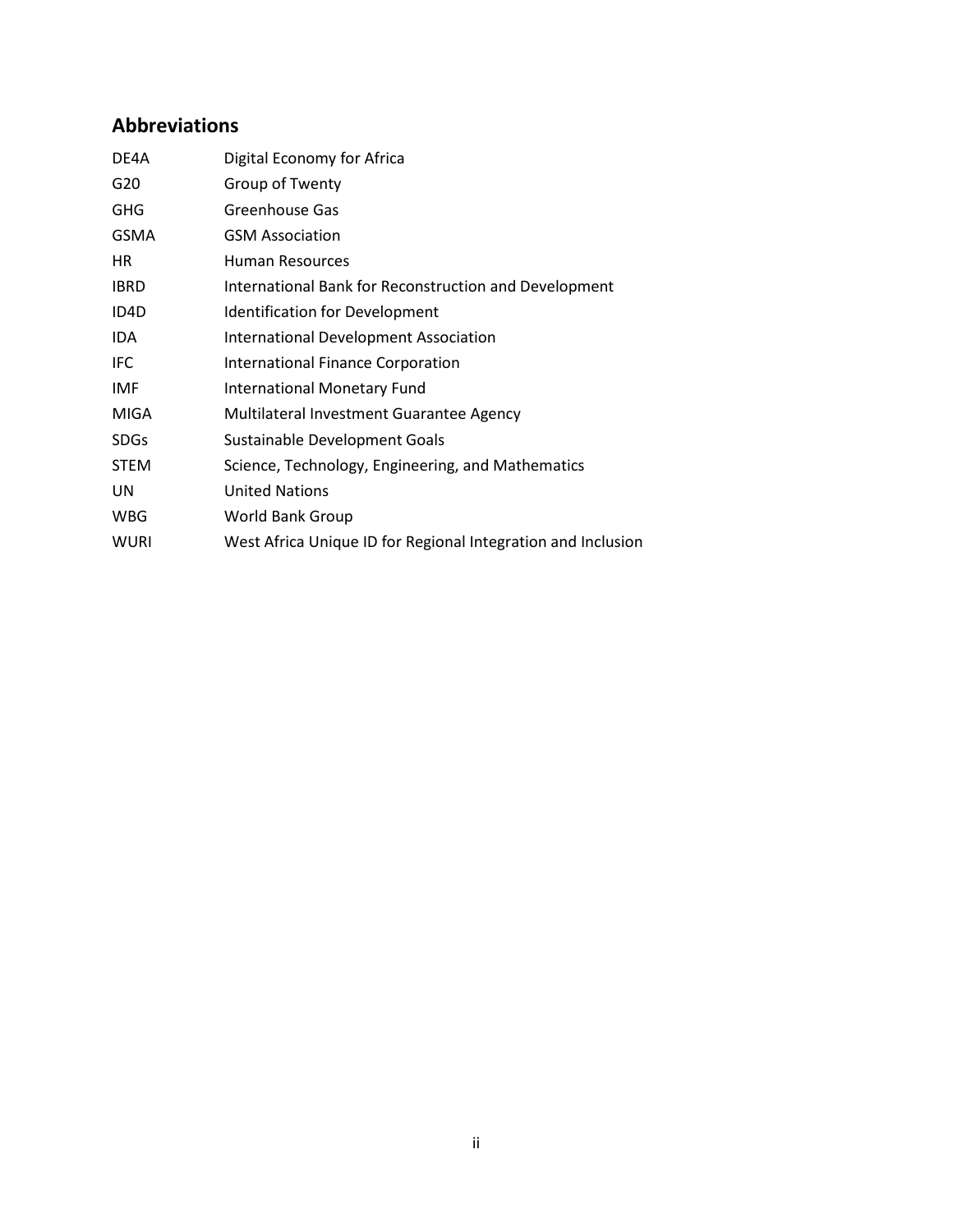## Abbreviations

| | |
|---|---|
| DE4A | Digital Economy for Africa |
| G20 | Group of Twenty |
| GHG | Greenhouse Gas |
| GSMA | GSM Association |
| HR | Human Resources |
| IBRD | International Bank for Reconstruction and Development |
| ID4D | Identification for Development |
| IDA | International Development Association |
| IFC | International Finance Corporation |
| IMF | International Monetary Fund |
| MIGA | Multilateral Investment Guarantee Agency |
| SDGs | Sustainable Development Goals |
| STEM | Science, Technology, Engineering, and Mathematics |
| UN | United Nations |
| WBG | World Bank Group |
| WURI | West Africa Unique ID for Regional Integration and Inclusion |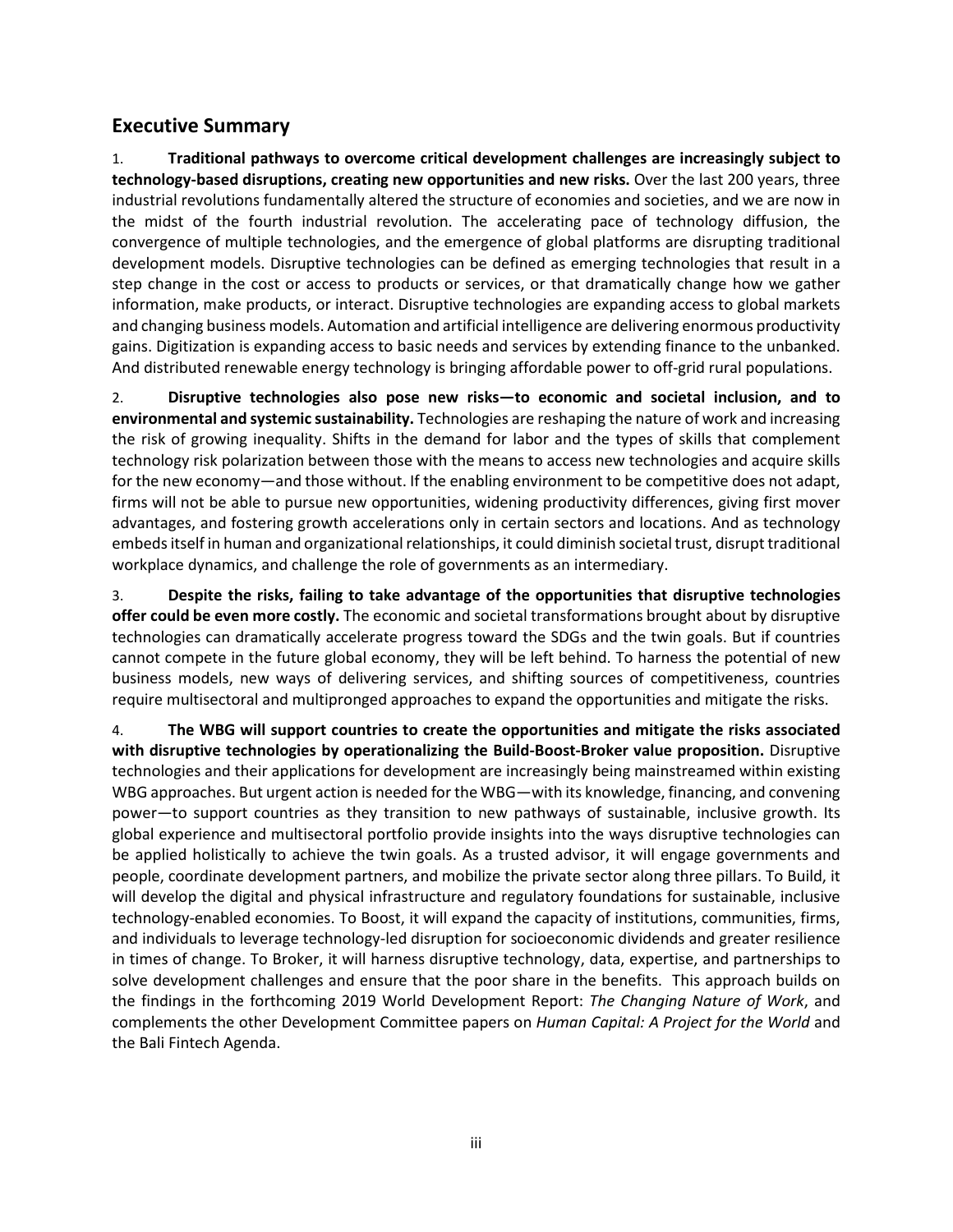## Executive Summary

1. **Traditional pathways to overcome critical development challenges are increasingly subject to technology-based disruptions, creating new opportunities and new risks.** Over the last 200 years, three industrial revolutions fundamentally altered the structure of economies and societies, and we are now in the midst of the fourth industrial revolution. The accelerating pace of technology diffusion, the convergence of multiple technologies, and the emergence of global platforms are disrupting traditional development models. Disruptive technologies can be defined as emerging technologies that result in a step change in the cost or access to products or services, or that dramatically change how we gather information, make products, or interact. Disruptive technologies are expanding access to global markets and changing business models. Automation and artificial intelligence are delivering enormous productivity gains. Digitization is expanding access to basic needs and services by extending finance to the unbanked. And distributed renewable energy technology is bringing affordable power to off-grid rural populations.

2. **Disruptive technologies also pose new risks—to economic and societal inclusion, and to environmental and systemic sustainability.** Technologies are reshaping the nature of work and increasing the risk of growing inequality. Shifts in the demand for labor and the types of skills that complement technology risk polarization between those with the means to access new technologies and acquire skills for the new economy—and those without. If the enabling environment to be competitive does not adapt, firms will not be able to pursue new opportunities, widening productivity differences, giving first mover advantages, and fostering growth accelerations only in certain sectors and locations. And as technology embeds itself in human and organizational relationships, it could diminish societal trust, disrupt traditional workplace dynamics, and challenge the role of governments as an intermediary.

3. **Despite the risks, failing to take advantage of the opportunities that disruptive technologies offer could be even more costly.** The economic and societal transformations brought about by disruptive technologies can dramatically accelerate progress toward the SDGs and the twin goals. But if countries cannot compete in the future global economy, they will be left behind. To harness the potential of new business models, new ways of delivering services, and shifting sources of competitiveness, countries require multisectoral and multipronged approaches to expand the opportunities and mitigate the risks.

4. **The WBG will support countries to create the opportunities and mitigate the risks associated with disruptive technologies by operationalizing the Build-Boost-Broker value proposition.** Disruptive technologies and their applications for development are increasingly being mainstreamed within existing WBG approaches. But urgent action is needed for the WBG—with its knowledge, financing, and convening power—to support countries as they transition to new pathways of sustainable, inclusive growth. Its global experience and multisectoral portfolio provide insights into the ways disruptive technologies can be applied holistically to achieve the twin goals. As a trusted advisor, it will engage governments and people, coordinate development partners, and mobilize the private sector along three pillars. To Build, it will develop the digital and physical infrastructure and regulatory foundations for sustainable, inclusive technology-enabled economies. To Boost, it will expand the capacity of institutions, communities, firms, and individuals to leverage technology-led disruption for socioeconomic dividends and greater resilience in times of change. To Broker, it will harness disruptive technology, data, expertise, and partnerships to solve development challenges and ensure that the poor share in the benefits. This approach builds on the findings in the forthcoming 2019 World Development Report: *The Changing Nature of Work*, and complements the other Development Committee papers on *Human Capital: A Project for the World* and the Bali Fintech Agenda.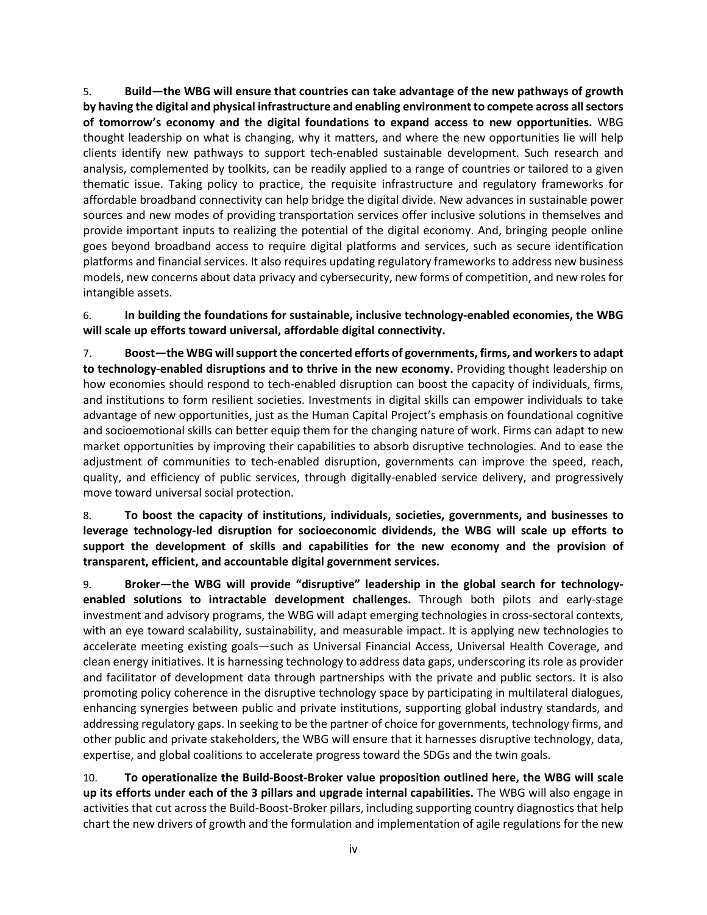5. **Build—the WBG will ensure that countries can take advantage of the new pathways of growth by having the digital and physical infrastructure and enabling environment to compete across all sectors of tomorrow's economy and the digital foundations to expand access to new opportunities.** WBG thought leadership on what is changing, why it matters, and where the new opportunities lie will help clients identify new pathways to support tech-enabled sustainable development. Such research and analysis, complemented by toolkits, can be readily applied to a range of countries or tailored to a given thematic issue. Taking policy to practice, the requisite infrastructure and regulatory frameworks for affordable broadband connectivity can help bridge the digital divide. New advances in sustainable power sources and new modes of providing transportation services offer inclusive solutions in themselves and provide important inputs to realizing the potential of the digital economy. And, bringing people online goes beyond broadband access to require digital platforms and services, such as secure identification platforms and financial services. It also requires updating regulatory frameworks to address new business models, new concerns about data privacy and cybersecurity, new forms of competition, and new roles for intangible assets.

6. **In building the foundations for sustainable, inclusive technology-enabled economies, the WBG will scale up efforts toward universal, affordable digital connectivity.**

7. **Boost—the WBG will support the concerted efforts of governments, firms, and workers to adapt to technology-enabled disruptions and to thrive in the new economy.** Providing thought leadership on how economies should respond to tech-enabled disruption can boost the capacity of individuals, firms, and institutions to form resilient societies. Investments in digital skills can empower individuals to take advantage of new opportunities, just as the Human Capital Project's emphasis on foundational cognitive and socioemotional skills can better equip them for the changing nature of work. Firms can adapt to new market opportunities by improving their capabilities to absorb disruptive technologies. And to ease the adjustment of communities to tech-enabled disruption, governments can improve the speed, reach, quality, and efficiency of public services, through digitally-enabled service delivery, and progressively move toward universal social protection.

8. **To boost the capacity of institutions, individuals, societies, governments, and businesses to leverage technology-led disruption for socioeconomic dividends, the WBG will scale up efforts to support the development of skills and capabilities for the new economy and the provision of transparent, efficient, and accountable digital government services.**

9. **Broker—the WBG will provide "disruptive" leadership in the global search for technology-enabled solutions to intractable development challenges.** Through both pilots and early-stage investment and advisory programs, the WBG will adapt emerging technologies in cross-sectoral contexts, with an eye toward scalability, sustainability, and measurable impact. It is applying new technologies to accelerate meeting existing goals—such as Universal Financial Access, Universal Health Coverage, and clean energy initiatives. It is harnessing technology to address data gaps, underscoring its role as provider and facilitator of development data through partnerships with the private and public sectors. It is also promoting policy coherence in the disruptive technology space by participating in multilateral dialogues, enhancing synergies between public and private institutions, supporting global industry standards, and addressing regulatory gaps. In seeking to be the partner of choice for governments, technology firms, and other public and private stakeholders, the WBG will ensure that it harnesses disruptive technology, data, expertise, and global coalitions to accelerate progress toward the SDGs and the twin goals.

10. **To operationalize the Build-Boost-Broker value proposition outlined here, the WBG will scale up its efforts under each of the 3 pillars and upgrade internal capabilities.** The WBG will also engage in activities that cut across the Build-Boost-Broker pillars, including supporting country diagnostics that help chart the new drivers of growth and the formulation and implementation of agile regulations for the new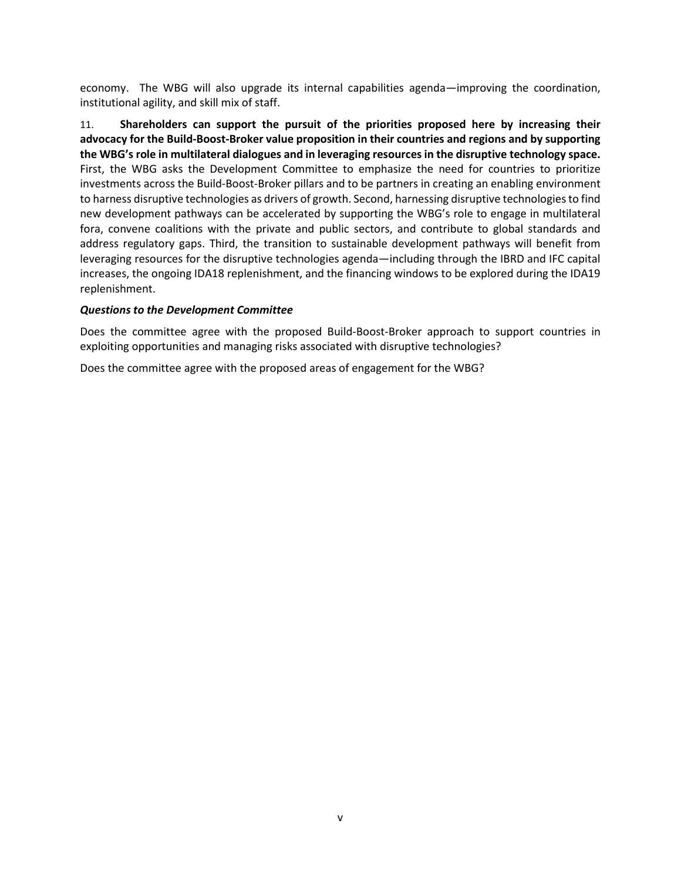economy. The WBG will also upgrade its internal capabilities agenda—improving the coordination, institutional agility, and skill mix of staff.

11. **Shareholders can support the pursuit of the priorities proposed here by increasing their advocacy for the Build-Boost-Broker value proposition in their countries and regions and by supporting the WBG's role in multilateral dialogues and in leveraging resources in the disruptive technology space.** First, the WBG asks the Development Committee to emphasize the need for countries to prioritize investments across the Build-Boost-Broker pillars and to be partners in creating an enabling environment to harness disruptive technologies as drivers of growth. Second, harnessing disruptive technologies to find new development pathways can be accelerated by supporting the WBG's role to engage in multilateral fora, convene coalitions with the private and public sectors, and contribute to global standards and address regulatory gaps. Third, the transition to sustainable development pathways will benefit from leveraging resources for the disruptive technologies agenda—including through the IBRD and IFC capital increases, the ongoing IDA18 replenishment, and the financing windows to be explored during the IDA19 replenishment.

***Questions to the Development Committee***

Does the committee agree with the proposed Build-Boost-Broker approach to support countries in exploiting opportunities and managing risks associated with disruptive technologies?

Does the committee agree with the proposed areas of engagement for the WBG?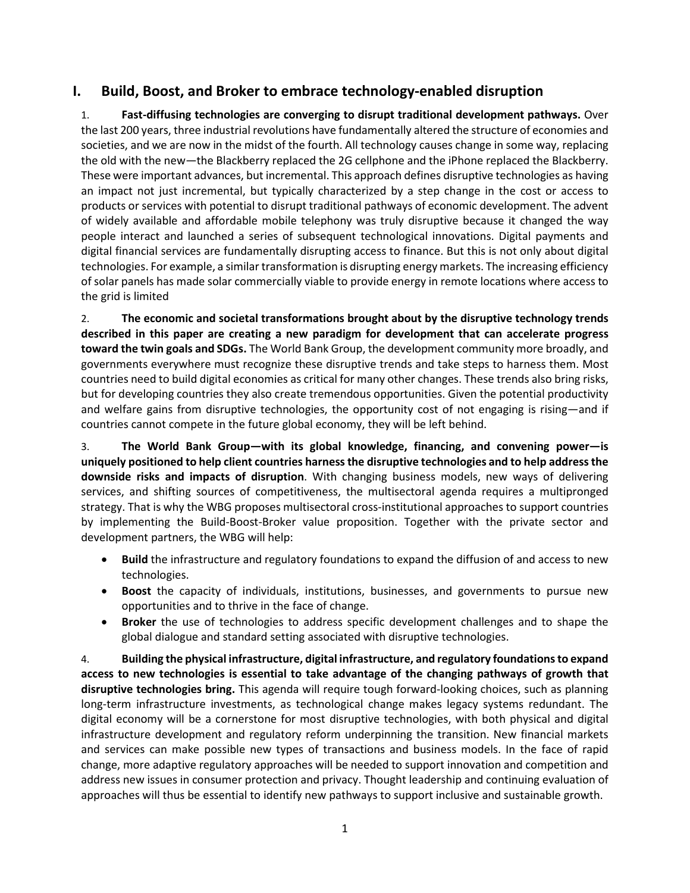## I. Build, Boost, and Broker to embrace technology-enabled disruption

1. **Fast-diffusing technologies are converging to disrupt traditional development pathways.** Over the last 200 years, three industrial revolutions have fundamentally altered the structure of economies and societies, and we are now in the midst of the fourth. All technology causes change in some way, replacing the old with the new—the Blackberry replaced the 2G cellphone and the iPhone replaced the Blackberry. These were important advances, but incremental. This approach defines disruptive technologies as having an impact not just incremental, but typically characterized by a step change in the cost or access to products or services with potential to disrupt traditional pathways of economic development. The advent of widely available and affordable mobile telephony was truly disruptive because it changed the way people interact and launched a series of subsequent technological innovations. Digital payments and digital financial services are fundamentally disrupting access to finance. But this is not only about digital technologies. For example, a similar transformation is disrupting energy markets. The increasing efficiency of solar panels has made solar commercially viable to provide energy in remote locations where access to the grid is limited

2. **The economic and societal transformations brought about by the disruptive technology trends described in this paper are creating a new paradigm for development that can accelerate progress toward the twin goals and SDGs.** The World Bank Group, the development community more broadly, and governments everywhere must recognize these disruptive trends and take steps to harness them. Most countries need to build digital economies as critical for many other changes. These trends also bring risks, but for developing countries they also create tremendous opportunities. Given the potential productivity and welfare gains from disruptive technologies, the opportunity cost of not engaging is rising—and if countries cannot compete in the future global economy, they will be left behind.

3. **The World Bank Group—with its global knowledge, financing, and convening power—is uniquely positioned to help client countries harness the disruptive technologies and to help address the downside risks and impacts of disruption**. With changing business models, new ways of delivering services, and shifting sources of competitiveness, the multisectoral agenda requires a multipronged strategy. That is why the WBG proposes multisectoral cross-institutional approaches to support countries by implementing the Build-Boost-Broker value proposition. Together with the private sector and development partners, the WBG will help:

- **Build** the infrastructure and regulatory foundations to expand the diffusion of and access to new technologies.
- **Boost** the capacity of individuals, institutions, businesses, and governments to pursue new opportunities and to thrive in the face of change.
- **Broker** the use of technologies to address specific development challenges and to shape the global dialogue and standard setting associated with disruptive technologies.

4. **Building the physical infrastructure, digital infrastructure, and regulatory foundations to expand access to new technologies is essential to take advantage of the changing pathways of growth that disruptive technologies bring.** This agenda will require tough forward-looking choices, such as planning long-term infrastructure investments, as technological change makes legacy systems redundant. The digital economy will be a cornerstone for most disruptive technologies, with both physical and digital infrastructure development and regulatory reform underpinning the transition. New financial markets and services can make possible new types of transactions and business models. In the face of rapid change, more adaptive regulatory approaches will be needed to support innovation and competition and address new issues in consumer protection and privacy. Thought leadership and continuing evaluation of approaches will thus be essential to identify new pathways to support inclusive and sustainable growth.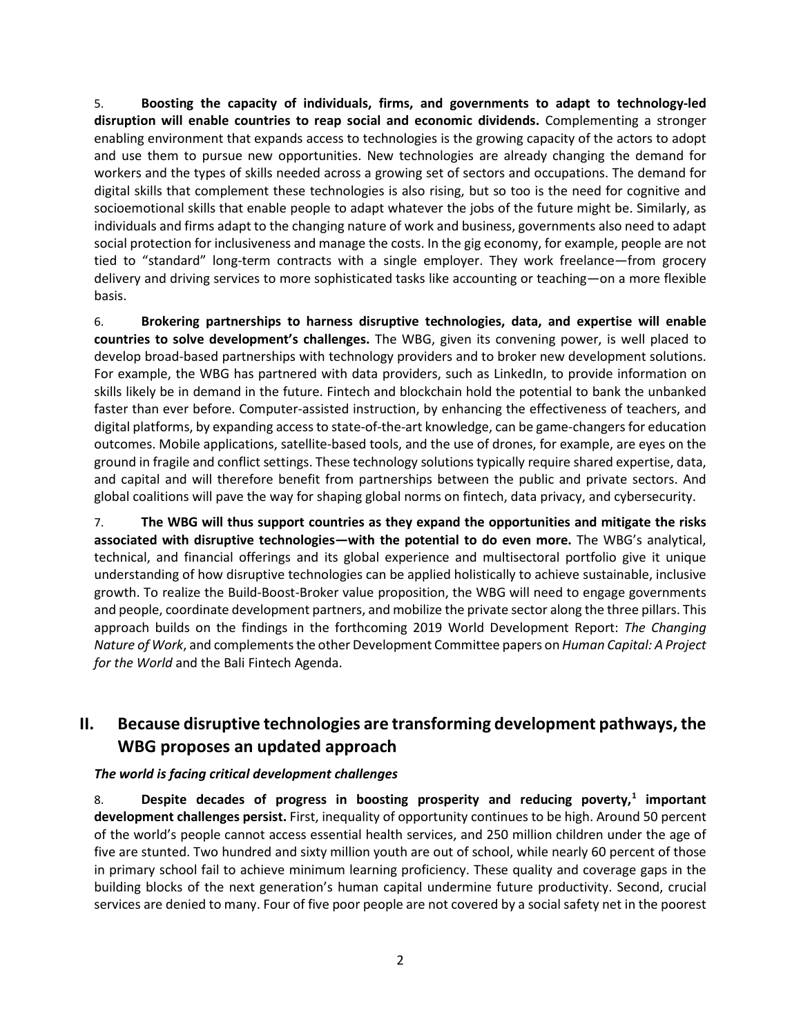5. **Boosting the capacity of individuals, firms, and governments to adapt to technology-led disruption will enable countries to reap social and economic dividends.** Complementing a stronger enabling environment that expands access to technologies is the growing capacity of the actors to adopt and use them to pursue new opportunities. New technologies are already changing the demand for workers and the types of skills needed across a growing set of sectors and occupations. The demand for digital skills that complement these technologies is also rising, but so too is the need for cognitive and socioemotional skills that enable people to adapt whatever the jobs of the future might be. Similarly, as individuals and firms adapt to the changing nature of work and business, governments also need to adapt social protection for inclusiveness and manage the costs. In the gig economy, for example, people are not tied to "standard" long-term contracts with a single employer. They work freelance—from grocery delivery and driving services to more sophisticated tasks like accounting or teaching—on a more flexible basis.

6. **Brokering partnerships to harness disruptive technologies, data, and expertise will enable countries to solve development's challenges.** The WBG, given its convening power, is well placed to develop broad-based partnerships with technology providers and to broker new development solutions. For example, the WBG has partnered with data providers, such as LinkedIn, to provide information on skills likely be in demand in the future. Fintech and blockchain hold the potential to bank the unbanked faster than ever before. Computer-assisted instruction, by enhancing the effectiveness of teachers, and digital platforms, by expanding access to state-of-the-art knowledge, can be game-changers for education outcomes. Mobile applications, satellite-based tools, and the use of drones, for example, are eyes on the ground in fragile and conflict settings. These technology solutions typically require shared expertise, data, and capital and will therefore benefit from partnerships between the public and private sectors. And global coalitions will pave the way for shaping global norms on fintech, data privacy, and cybersecurity.

7. **The WBG will thus support countries as they expand the opportunities and mitigate the risks associated with disruptive technologies—with the potential to do even more.** The WBG's analytical, technical, and financial offerings and its global experience and multisectoral portfolio give it unique understanding of how disruptive technologies can be applied holistically to achieve sustainable, inclusive growth. To realize the Build-Boost-Broker value proposition, the WBG will need to engage governments and people, coordinate development partners, and mobilize the private sector along the three pillars. This approach builds on the findings in the forthcoming 2019 World Development Report: *The Changing Nature of Work*, and complements the other Development Committee papers on *Human Capital: A Project for the World* and the Bali Fintech Agenda.

## II. Because disruptive technologies are transforming development pathways, the WBG proposes an updated approach

### *The world is facing critical development challenges*

8. **Despite decades of progress in boosting prosperity and reducing poverty,[1] important development challenges persist.** First, inequality of opportunity continues to be high. Around 50 percent of the world's people cannot access essential health services, and 250 million children under the age of five are stunted. Two hundred and sixty million youth are out of school, while nearly 60 percent of those in primary school fail to achieve minimum learning proficiency. These quality and coverage gaps in the building blocks of the next generation's human capital undermine future productivity. Second, crucial services are denied to many. Four of five poor people are not covered by a social safety net in the poorest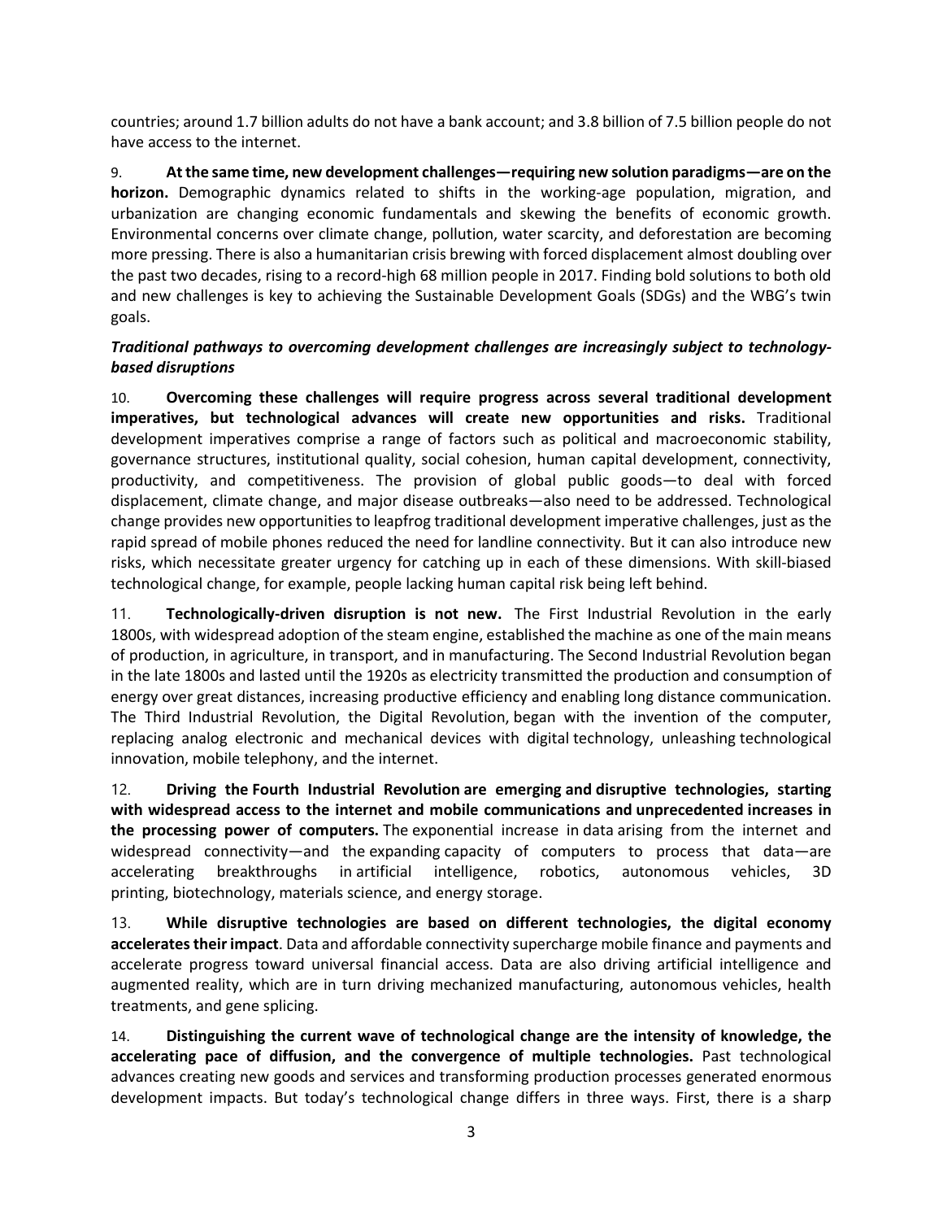countries; around 1.7 billion adults do not have a bank account; and 3.8 billion of 7.5 billion people do not have access to the internet.

9. **At the same time, new development challenges—requiring new solution paradigms—are on the horizon.** Demographic dynamics related to shifts in the working-age population, migration, and urbanization are changing economic fundamentals and skewing the benefits of economic growth. Environmental concerns over climate change, pollution, water scarcity, and deforestation are becoming more pressing. There is also a humanitarian crisis brewing with forced displacement almost doubling over the past two decades, rising to a record-high 68 million people in 2017. Finding bold solutions to both old and new challenges is key to achieving the Sustainable Development Goals (SDGs) and the WBG's twin goals.

***Traditional pathways to overcoming development challenges are increasingly subject to technology-based disruptions***

10. **Overcoming these challenges will require progress across several traditional development imperatives, but technological advances will create new opportunities and risks.** Traditional development imperatives comprise a range of factors such as political and macroeconomic stability, governance structures, institutional quality, social cohesion, human capital development, connectivity, productivity, and competitiveness. The provision of global public goods—to deal with forced displacement, climate change, and major disease outbreaks—also need to be addressed. Technological change provides new opportunities to leapfrog traditional development imperative challenges, just as the rapid spread of mobile phones reduced the need for landline connectivity. But it can also introduce new risks, which necessitate greater urgency for catching up in each of these dimensions. With skill-biased technological change, for example, people lacking human capital risk being left behind.

11. **Technologically-driven disruption is not new.** The First Industrial Revolution in the early 1800s, with widespread adoption of the steam engine, established the machine as one of the main means of production, in agriculture, in transport, and in manufacturing. The Second Industrial Revolution began in the late 1800s and lasted until the 1920s as electricity transmitted the production and consumption of energy over great distances, increasing productive efficiency and enabling long distance communication. The Third Industrial Revolution, the Digital Revolution, began with the invention of the computer, replacing analog electronic and mechanical devices with digital technology, unleashing technological innovation, mobile telephony, and the internet.

12. **Driving the Fourth Industrial Revolution are emerging and disruptive technologies, starting with widespread access to the internet and mobile communications and unprecedented increases in the processing power of computers.** The exponential increase in data arising from the internet and widespread connectivity—and the expanding capacity of computers to process that data—are accelerating breakthroughs in artificial intelligence, robotics, autonomous vehicles, 3D printing, biotechnology, materials science, and energy storage.

13. **While disruptive technologies are based on different technologies, the digital economy accelerates their impact**. Data and affordable connectivity supercharge mobile finance and payments and accelerate progress toward universal financial access. Data are also driving artificial intelligence and augmented reality, which are in turn driving mechanized manufacturing, autonomous vehicles, health treatments, and gene splicing.

14. **Distinguishing the current wave of technological change are the intensity of knowledge, the accelerating pace of diffusion, and the convergence of multiple technologies.** Past technological advances creating new goods and services and transforming production processes generated enormous development impacts. But today's technological change differs in three ways. First, there is a sharp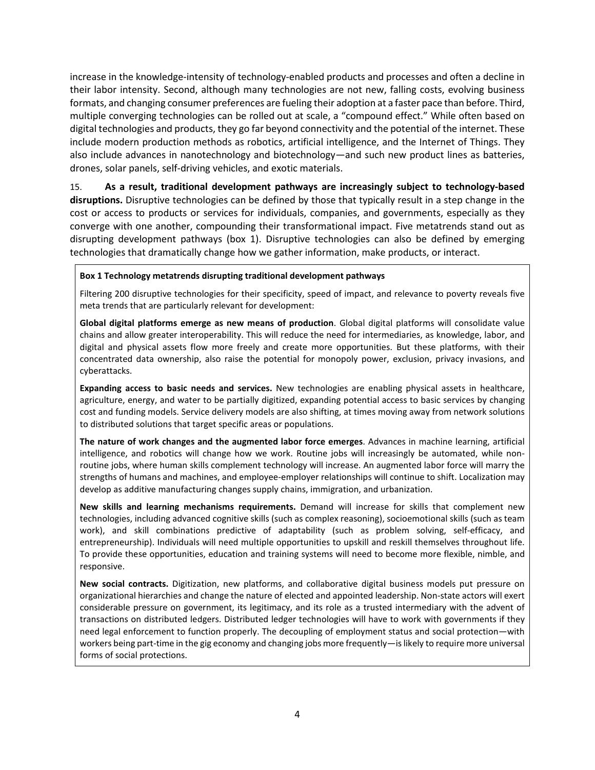increase in the knowledge-intensity of technology-enabled products and processes and often a decline in their labor intensity. Second, although many technologies are not new, falling costs, evolving business formats, and changing consumer preferences are fueling their adoption at a faster pace than before. Third, multiple converging technologies can be rolled out at scale, a "compound effect." While often based on digital technologies and products, they go far beyond connectivity and the potential of the internet. These include modern production methods as robotics, artificial intelligence, and the Internet of Things. They also include advances in nanotechnology and biotechnology—and such new product lines as batteries, drones, solar panels, self-driving vehicles, and exotic materials.

15. **As a result, traditional development pathways are increasingly subject to technology-based disruptions.** Disruptive technologies can be defined by those that typically result in a step change in the cost or access to products or services for individuals, companies, and governments, especially as they converge with one another, compounding their transformational impact. Five metatrends stand out as disrupting development pathways (box 1). Disruptive technologies can also be defined by emerging technologies that dramatically change how we gather information, make products, or interact.

**Box 1 Technology metatrends disrupting traditional development pathways**

Filtering 200 disruptive technologies for their specificity, speed of impact, and relevance to poverty reveals five meta trends that are particularly relevant for development:

**Global digital platforms emerge as new means of production**. Global digital platforms will consolidate value chains and allow greater interoperability. This will reduce the need for intermediaries, as knowledge, labor, and digital and physical assets flow more freely and create more opportunities. But these platforms, with their concentrated data ownership, also raise the potential for monopoly power, exclusion, privacy invasions, and cyberattacks.

**Expanding access to basic needs and services.** New technologies are enabling physical assets in healthcare, agriculture, energy, and water to be partially digitized, expanding potential access to basic services by changing cost and funding models. Service delivery models are also shifting, at times moving away from network solutions to distributed solutions that target specific areas or populations.

**The nature of work changes and the augmented labor force emerges**. Advances in machine learning, artificial intelligence, and robotics will change how we work. Routine jobs will increasingly be automated, while non-routine jobs, where human skills complement technology will increase. An augmented labor force will marry the strengths of humans and machines, and employee-employer relationships will continue to shift. Localization may develop as additive manufacturing changes supply chains, immigration, and urbanization.

**New skills and learning mechanisms requirements.** Demand will increase for skills that complement new technologies, including advanced cognitive skills (such as complex reasoning), socioemotional skills (such as team work), and skill combinations predictive of adaptability (such as problem solving, self-efficacy, and entrepreneurship). Individuals will need multiple opportunities to upskill and reskill themselves throughout life. To provide these opportunities, education and training systems will need to become more flexible, nimble, and responsive.

**New social contracts.** Digitization, new platforms, and collaborative digital business models put pressure on organizational hierarchies and change the nature of elected and appointed leadership. Non-state actors will exert considerable pressure on government, its legitimacy, and its role as a trusted intermediary with the advent of transactions on distributed ledgers. Distributed ledger technologies will have to work with governments if they need legal enforcement to function properly. The decoupling of employment status and social protection—with workers being part-time in the gig economy and changing jobs more frequently—is likely to require more universal forms of social protections.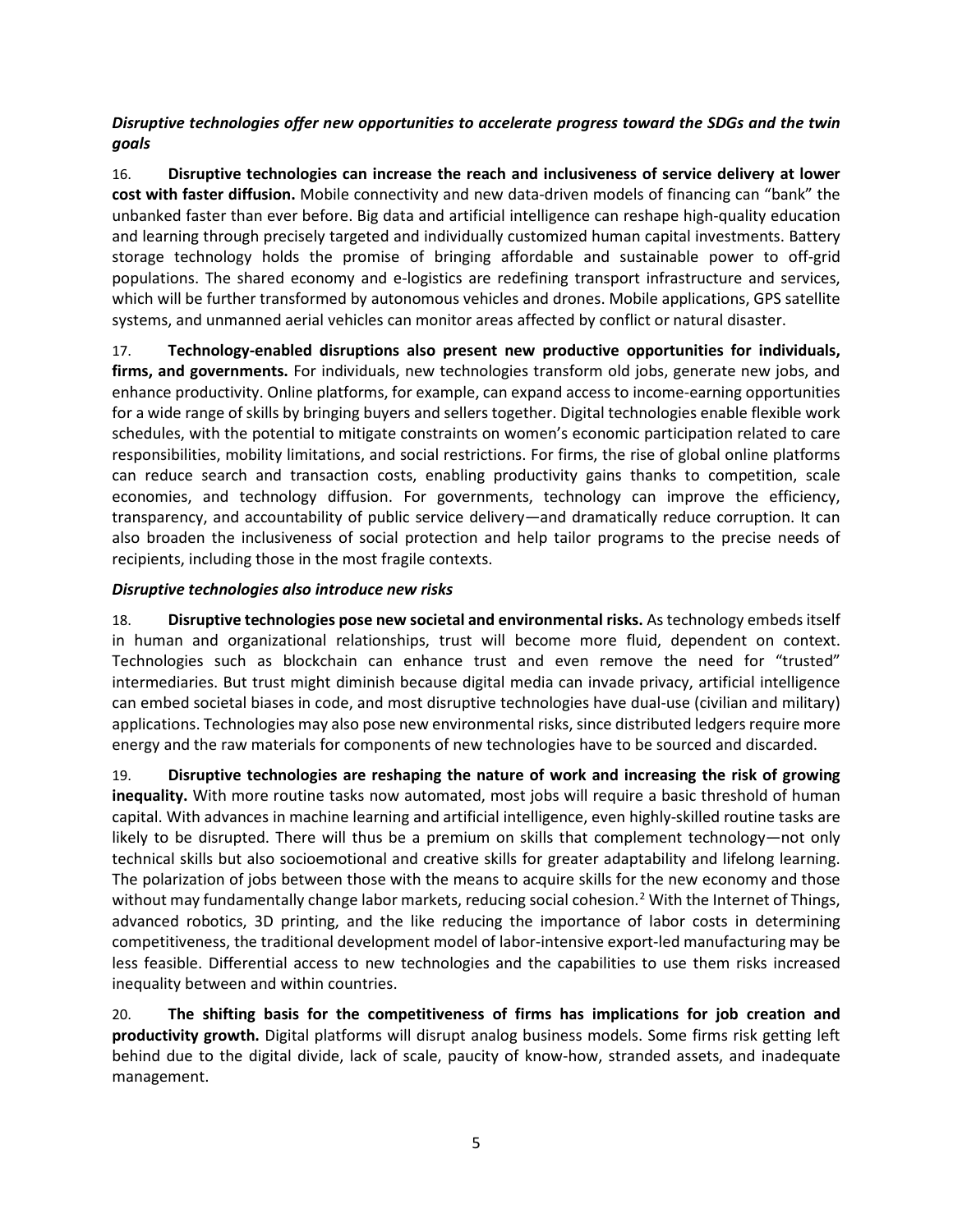### *Disruptive technologies offer new opportunities to accelerate progress toward the SDGs and the twin goals*

16. **Disruptive technologies can increase the reach and inclusiveness of service delivery at lower cost with faster diffusion.** Mobile connectivity and new data-driven models of financing can "bank" the unbanked faster than ever before. Big data and artificial intelligence can reshape high-quality education and learning through precisely targeted and individually customized human capital investments. Battery storage technology holds the promise of bringing affordable and sustainable power to off-grid populations. The shared economy and e-logistics are redefining transport infrastructure and services, which will be further transformed by autonomous vehicles and drones. Mobile applications, GPS satellite systems, and unmanned aerial vehicles can monitor areas affected by conflict or natural disaster.

17. **Technology-enabled disruptions also present new productive opportunities for individuals, firms, and governments.** For individuals, new technologies transform old jobs, generate new jobs, and enhance productivity. Online platforms, for example, can expand access to income-earning opportunities for a wide range of skills by bringing buyers and sellers together. Digital technologies enable flexible work schedules, with the potential to mitigate constraints on women's economic participation related to care responsibilities, mobility limitations, and social restrictions. For firms, the rise of global online platforms can reduce search and transaction costs, enabling productivity gains thanks to competition, scale economies, and technology diffusion. For governments, technology can improve the efficiency, transparency, and accountability of public service delivery—and dramatically reduce corruption. It can also broaden the inclusiveness of social protection and help tailor programs to the precise needs of recipients, including those in the most fragile contexts.

### *Disruptive technologies also introduce new risks*

18. **Disruptive technologies pose new societal and environmental risks.** As technology embeds itself in human and organizational relationships, trust will become more fluid, dependent on context. Technologies such as blockchain can enhance trust and even remove the need for "trusted" intermediaries. But trust might diminish because digital media can invade privacy, artificial intelligence can embed societal biases in code, and most disruptive technologies have dual-use (civilian and military) applications. Technologies may also pose new environmental risks, since distributed ledgers require more energy and the raw materials for components of new technologies have to be sourced and discarded.

19. **Disruptive technologies are reshaping the nature of work and increasing the risk of growing inequality.** With more routine tasks now automated, most jobs will require a basic threshold of human capital. With advances in machine learning and artificial intelligence, even highly-skilled routine tasks are likely to be disrupted. There will thus be a premium on skills that complement technology—not only technical skills but also socioemotional and creative skills for greater adaptability and lifelong learning. The polarization of jobs between those with the means to acquire skills for the new economy and those without may fundamentally change labor markets, reducing social cohesion.[2] With the Internet of Things, advanced robotics, 3D printing, and the like reducing the importance of labor costs in determining competitiveness, the traditional development model of labor-intensive export-led manufacturing may be less feasible. Differential access to new technologies and the capabilities to use them risks increased inequality between and within countries.

20. **The shifting basis for the competitiveness of firms has implications for job creation and productivity growth.** Digital platforms will disrupt analog business models. Some firms risk getting left behind due to the digital divide, lack of scale, paucity of know-how, stranded assets, and inadequate management.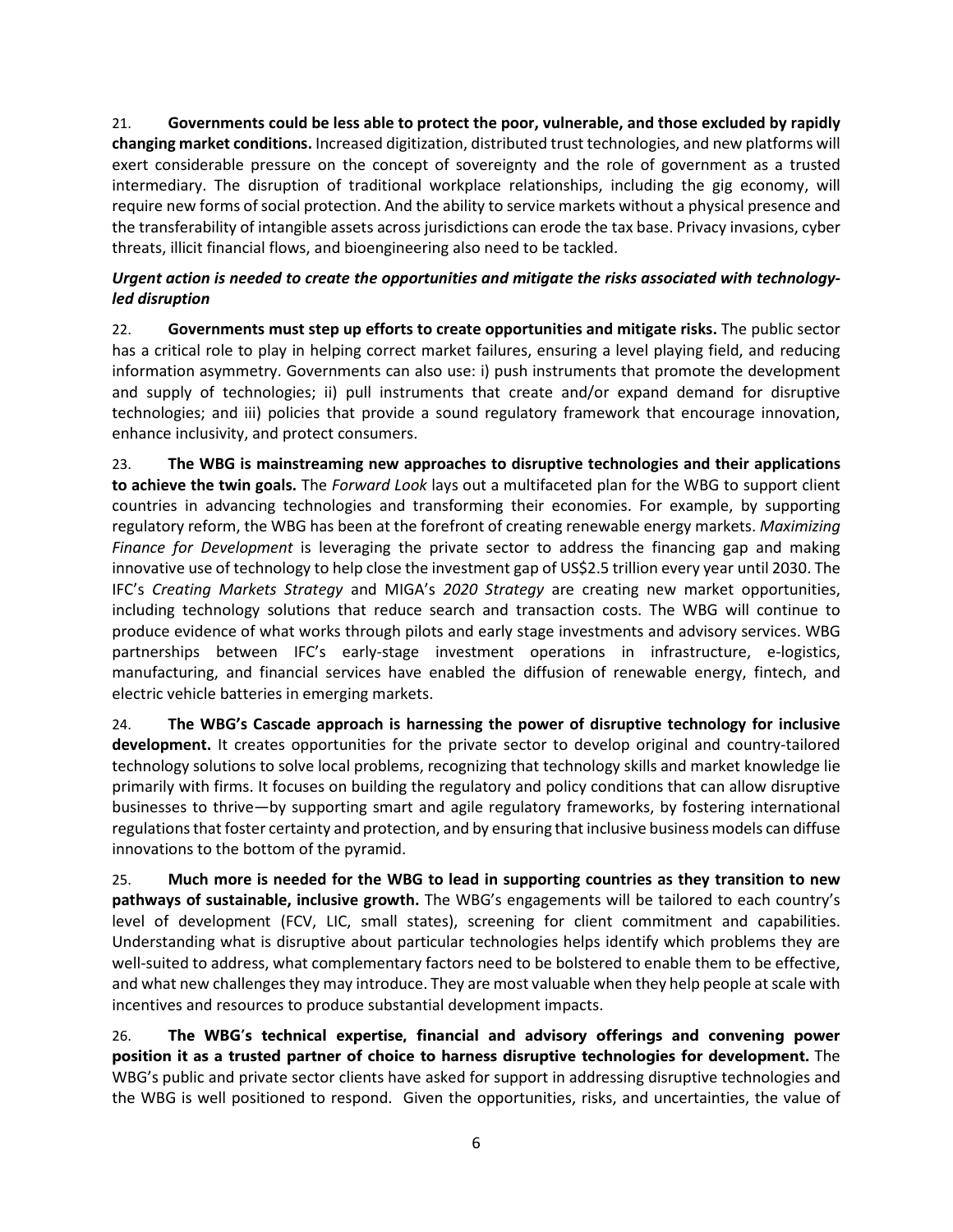21. **Governments could be less able to protect the poor, vulnerable, and those excluded by rapidly changing market conditions.** Increased digitization, distributed trust technologies, and new platforms will exert considerable pressure on the concept of sovereignty and the role of government as a trusted intermediary. The disruption of traditional workplace relationships, including the gig economy, will require new forms of social protection. And the ability to service markets without a physical presence and the transferability of intangible assets across jurisdictions can erode the tax base. Privacy invasions, cyber threats, illicit financial flows, and bioengineering also need to be tackled.

***Urgent action is needed to create the opportunities and mitigate the risks associated with technology-led disruption***

22. **Governments must step up efforts to create opportunities and mitigate risks.** The public sector has a critical role to play in helping correct market failures, ensuring a level playing field, and reducing information asymmetry. Governments can also use: i) push instruments that promote the development and supply of technologies; ii) pull instruments that create and/or expand demand for disruptive technologies; and iii) policies that provide a sound regulatory framework that encourage innovation, enhance inclusivity, and protect consumers.

23. **The WBG is mainstreaming new approaches to disruptive technologies and their applications to achieve the twin goals.** The *Forward Look* lays out a multifaceted plan for the WBG to support client countries in advancing technologies and transforming their economies. For example, by supporting regulatory reform, the WBG has been at the forefront of creating renewable energy markets. *Maximizing Finance for Development* is leveraging the private sector to address the financing gap and making innovative use of technology to help close the investment gap of US$2.5 trillion every year until 2030. The IFC's *Creating Markets Strategy* and MIGA's *2020 Strategy* are creating new market opportunities, including technology solutions that reduce search and transaction costs. The WBG will continue to produce evidence of what works through pilots and early stage investments and advisory services. WBG partnerships between IFC's early-stage investment operations in infrastructure, e-logistics, manufacturing, and financial services have enabled the diffusion of renewable energy, fintech, and electric vehicle batteries in emerging markets.

24. **The WBG's Cascade approach is harnessing the power of disruptive technology for inclusive development.** It creates opportunities for the private sector to develop original and country-tailored technology solutions to solve local problems, recognizing that technology skills and market knowledge lie primarily with firms. It focuses on building the regulatory and policy conditions that can allow disruptive businesses to thrive—by supporting smart and agile regulatory frameworks, by fostering international regulations that foster certainty and protection, and by ensuring that inclusive business models can diffuse innovations to the bottom of the pyramid.

25. **Much more is needed for the WBG to lead in supporting countries as they transition to new pathways of sustainable, inclusive growth.** The WBG's engagements will be tailored to each country's level of development (FCV, LIC, small states), screening for client commitment and capabilities. Understanding what is disruptive about particular technologies helps identify which problems they are well-suited to address, what complementary factors need to be bolstered to enable them to be effective, and what new challenges they may introduce. They are most valuable when they help people at scale with incentives and resources to produce substantial development impacts.

26. **The WBG's technical expertise, financial and advisory offerings and convening power position it as a trusted partner of choice to harness disruptive technologies for development.** The WBG's public and private sector clients have asked for support in addressing disruptive technologies and the WBG is well positioned to respond. Given the opportunities, risks, and uncertainties, the value of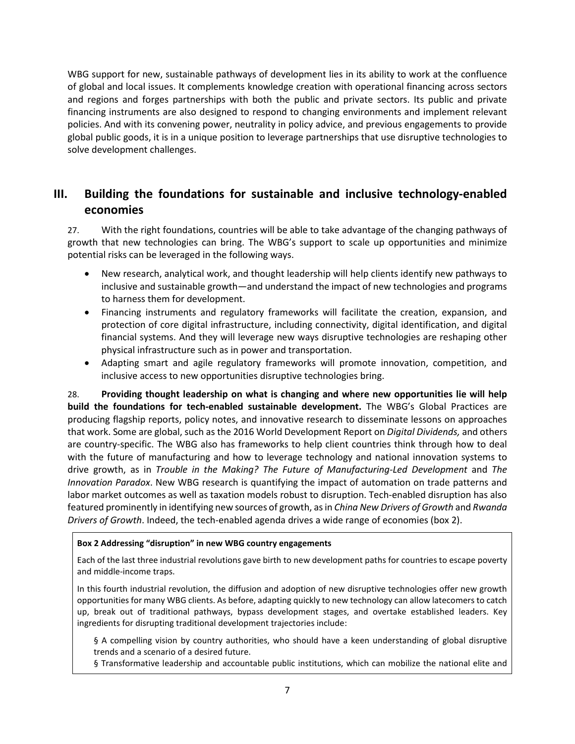WBG support for new, sustainable pathways of development lies in its ability to work at the confluence of global and local issues. It complements knowledge creation with operational financing across sectors and regions and forges partnerships with both the public and private sectors. Its public and private financing instruments are also designed to respond to changing environments and implement relevant policies. And with its convening power, neutrality in policy advice, and previous engagements to provide global public goods, it is in a unique position to leverage partnerships that use disruptive technologies to solve development challenges.

## III. Building the foundations for sustainable and inclusive technology-enabled economies

27. With the right foundations, countries will be able to take advantage of the changing pathways of growth that new technologies can bring. The WBG's support to scale up opportunities and minimize potential risks can be leveraged in the following ways.

- New research, analytical work, and thought leadership will help clients identify new pathways to inclusive and sustainable growth—and understand the impact of new technologies and programs to harness them for development.
- Financing instruments and regulatory frameworks will facilitate the creation, expansion, and protection of core digital infrastructure, including connectivity, digital identification, and digital financial systems. And they will leverage new ways disruptive technologies are reshaping other physical infrastructure such as in power and transportation.
- Adapting smart and agile regulatory frameworks will promote innovation, competition, and inclusive access to new opportunities disruptive technologies bring.

28. **Providing thought leadership on what is changing and where new opportunities lie will help build the foundations for tech-enabled sustainable development.** The WBG's Global Practices are producing flagship reports, policy notes, and innovative research to disseminate lessons on approaches that work. Some are global, such as the 2016 World Development Report on *Digital Dividends,* and others are country-specific. The WBG also has frameworks to help client countries think through how to deal with the future of manufacturing and how to leverage technology and national innovation systems to drive growth, as in *Trouble in the Making? The Future of Manufacturing-Led Development* and *The Innovation Paradox*. New WBG research is quantifying the impact of automation on trade patterns and labor market outcomes as well as taxation models robust to disruption. Tech-enabled disruption has also featured prominently in identifying new sources of growth, as in *China New Drivers of Growth* and *Rwanda Drivers of Growth*. Indeed, the tech-enabled agenda drives a wide range of economies (box 2).

**Box 2 Addressing "disruption" in new WBG country engagements**

Each of the last three industrial revolutions gave birth to new development paths for countries to escape poverty and middle-income traps.

In this fourth industrial revolution, the diffusion and adoption of new disruptive technologies offer new growth opportunities for many WBG clients. As before, adapting quickly to new technology can allow latecomers to catch up, break out of traditional pathways, bypass development stages, and overtake established leaders. Key ingredients for disrupting traditional development trajectories include:

- A compelling vision by country authorities, who should have a keen understanding of global disruptive trends and a scenario of a desired future.
- Transformative leadership and accountable public institutions, which can mobilize the national elite and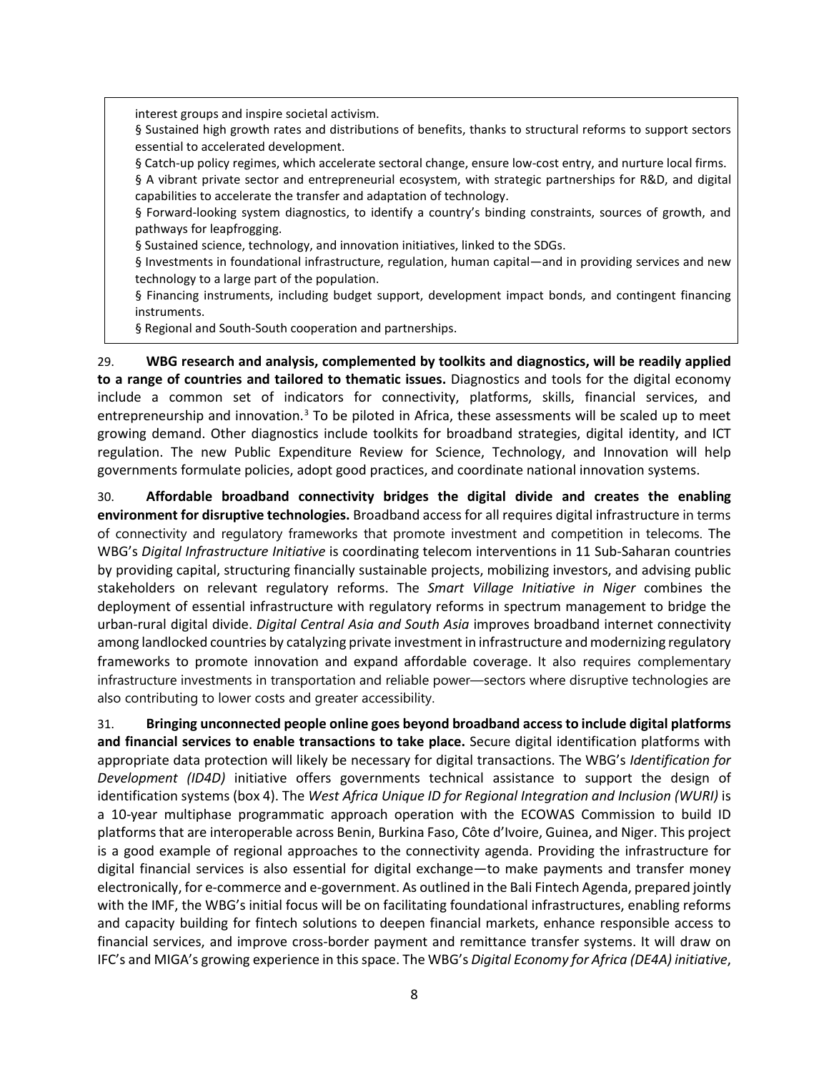interest groups and inspire societal activism.

§ Sustained high growth rates and distributions of benefits, thanks to structural reforms to support sectors essential to accelerated development.

§ Catch-up policy regimes, which accelerate sectoral change, ensure low-cost entry, and nurture local firms.

§ A vibrant private sector and entrepreneurial ecosystem, with strategic partnerships for R&D, and digital capabilities to accelerate the transfer and adaptation of technology.

§ Forward-looking system diagnostics, to identify a country's binding constraints, sources of growth, and pathways for leapfrogging.

§ Sustained science, technology, and innovation initiatives, linked to the SDGs.

§ Investments in foundational infrastructure, regulation, human capital—and in providing services and new technology to a large part of the population.

§ Financing instruments, including budget support, development impact bonds, and contingent financing instruments.

§ Regional and South-South cooperation and partnerships.

29. **WBG research and analysis, complemented by toolkits and diagnostics, will be readily applied to a range of countries and tailored to thematic issues.** Diagnostics and tools for the digital economy include a common set of indicators for connectivity, platforms, skills, financial services, and entrepreneurship and innovation.[3] To be piloted in Africa, these assessments will be scaled up to meet growing demand. Other diagnostics include toolkits for broadband strategies, digital identity, and ICT regulation. The new Public Expenditure Review for Science, Technology, and Innovation will help governments formulate policies, adopt good practices, and coordinate national innovation systems.

30. **Affordable broadband connectivity bridges the digital divide and creates the enabling environment for disruptive technologies.** Broadband access for all requires digital infrastructure in terms of connectivity and regulatory frameworks that promote investment and competition in telecoms. The WBG's *Digital Infrastructure Initiative* is coordinating telecom interventions in 11 Sub-Saharan countries by providing capital, structuring financially sustainable projects, mobilizing investors, and advising public stakeholders on relevant regulatory reforms. The *Smart Village Initiative in Niger* combines the deployment of essential infrastructure with regulatory reforms in spectrum management to bridge the urban-rural digital divide. *Digital Central Asia and South Asia* improves broadband internet connectivity among landlocked countries by catalyzing private investment in infrastructure and modernizing regulatory frameworks to promote innovation and expand affordable coverage. It also requires complementary infrastructure investments in transportation and reliable power—sectors where disruptive technologies are also contributing to lower costs and greater accessibility.

31. **Bringing unconnected people online goes beyond broadband access to include digital platforms and financial services to enable transactions to take place.** Secure digital identification platforms with appropriate data protection will likely be necessary for digital transactions. The WBG's *Identification for Development (ID4D)* initiative offers governments technical assistance to support the design of identification systems (box 4). The *West Africa Unique ID for Regional Integration and Inclusion (WURI)* is a 10-year multiphase programmatic approach operation with the ECOWAS Commission to build ID platforms that are interoperable across Benin, Burkina Faso, Côte d'Ivoire, Guinea, and Niger. This project is a good example of regional approaches to the connectivity agenda. Providing the infrastructure for digital financial services is also essential for digital exchange—to make payments and transfer money electronically, for e-commerce and e-government. As outlined in the Bali Fintech Agenda, prepared jointly with the IMF, the WBG's initial focus will be on facilitating foundational infrastructures, enabling reforms and capacity building for fintech solutions to deepen financial markets, enhance responsible access to financial services, and improve cross-border payment and remittance transfer systems. It will draw on IFC's and MIGA's growing experience in this space. The WBG's *Digital Economy for Africa (DE4A) initiative*,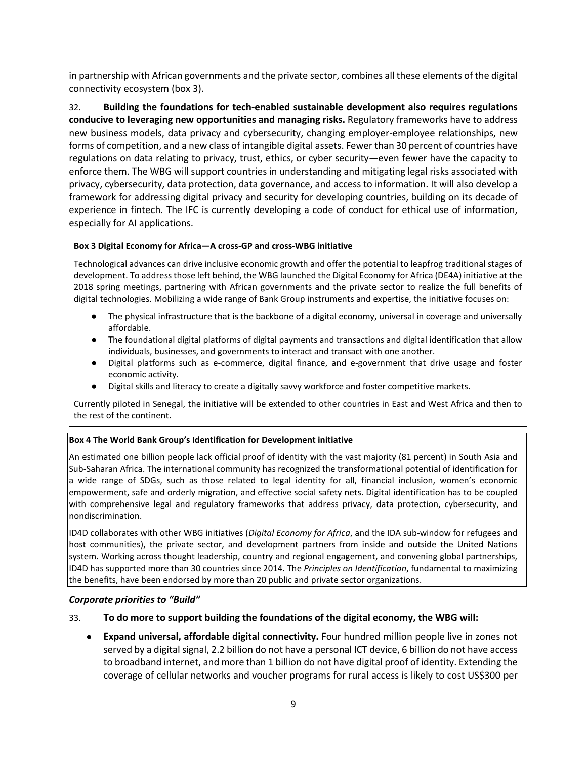in partnership with African governments and the private sector, combines all these elements of the digital connectivity ecosystem (box 3).

32. **Building the foundations for tech-enabled sustainable development also requires regulations conducive to leveraging new opportunities and managing risks.** Regulatory frameworks have to address new business models, data privacy and cybersecurity, changing employer-employee relationships, new forms of competition, and a new class of intangible digital assets. Fewer than 30 percent of countries have regulations on data relating to privacy, trust, ethics, or cyber security—even fewer have the capacity to enforce them. The WBG will support countries in understanding and mitigating legal risks associated with privacy, cybersecurity, data protection, data governance, and access to information. It will also develop a framework for addressing digital privacy and security for developing countries, building on its decade of experience in fintech. The IFC is currently developing a code of conduct for ethical use of information, especially for AI applications.

**Box 3 Digital Economy for Africa—A cross-GP and cross-WBG initiative**

Technological advances can drive inclusive economic growth and offer the potential to leapfrog traditional stages of development. To address those left behind, the WBG launched the Digital Economy for Africa (DE4A) initiative at the 2018 spring meetings, partnering with African governments and the private sector to realize the full benefits of digital technologies. Mobilizing a wide range of Bank Group instruments and expertise, the initiative focuses on:

- The physical infrastructure that is the backbone of a digital economy, universal in coverage and universally affordable.
- The foundational digital platforms of digital payments and transactions and digital identification that allow individuals, businesses, and governments to interact and transact with one another.
- Digital platforms such as e-commerce, digital finance, and e-government that drive usage and foster economic activity.
- Digital skills and literacy to create a digitally savvy workforce and foster competitive markets.

Currently piloted in Senegal, the initiative will be extended to other countries in East and West Africa and then to the rest of the continent.

**Box 4 The World Bank Group's Identification for Development initiative**

An estimated one billion people lack official proof of identity with the vast majority (81 percent) in South Asia and Sub-Saharan Africa. The international community has recognized the transformational potential of identification for a wide range of SDGs, such as those related to legal identity for all, financial inclusion, women's economic empowerment, safe and orderly migration, and effective social safety nets. Digital identification has to be coupled with comprehensive legal and regulatory frameworks that address privacy, data protection, cybersecurity, and nondiscrimination.

ID4D collaborates with other WBG initiatives (*Digital Economy for Africa*, and the IDA sub-window for refugees and host communities), the private sector, and development partners from inside and outside the United Nations system. Working across thought leadership, country and regional engagement, and convening global partnerships, ID4D has supported more than 30 countries since 2014. The *Principles on Identification*, fundamental to maximizing the benefits, have been endorsed by more than 20 public and private sector organizations.

***Corporate priorities to "Build"***

33. **To do more to support building the foundations of the digital economy, the WBG will:**

- **Expand universal, affordable digital connectivity.** Four hundred million people live in zones not served by a digital signal, 2.2 billion do not have a personal ICT device, 6 billion do not have access to broadband internet, and more than 1 billion do not have digital proof of identity. Extending the coverage of cellular networks and voucher programs for rural access is likely to cost US$300 per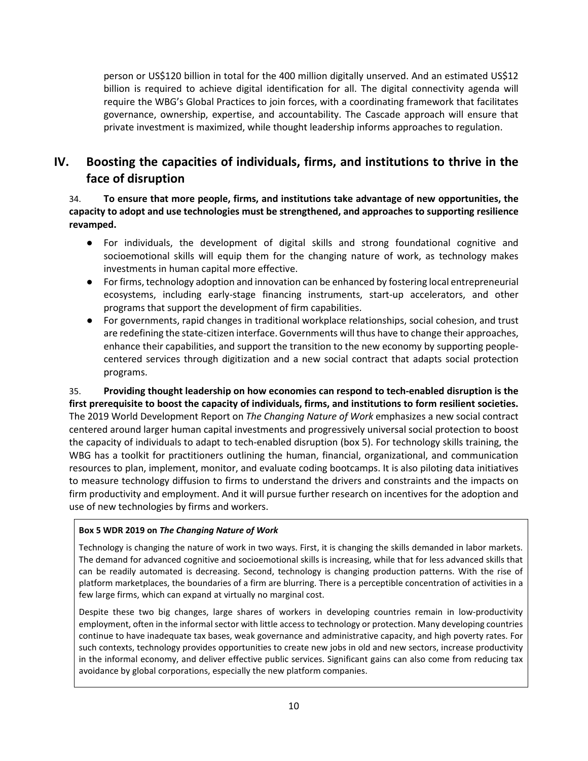person or US$120 billion in total for the 400 million digitally unserved. And an estimated US$12 billion is required to achieve digital identification for all. The digital connectivity agenda will require the WBG's Global Practices to join forces, with a coordinating framework that facilitates governance, ownership, expertise, and accountability. The Cascade approach will ensure that private investment is maximized, while thought leadership informs approaches to regulation.

## IV. Boosting the capacities of individuals, firms, and institutions to thrive in the face of disruption

34. **To ensure that more people, firms, and institutions take advantage of new opportunities, the capacity to adopt and use technologies must be strengthened, and approaches to supporting resilience revamped.**

- For individuals, the development of digital skills and strong foundational cognitive and socioemotional skills will equip them for the changing nature of work, as technology makes investments in human capital more effective.
- For firms, technology adoption and innovation can be enhanced by fostering local entrepreneurial ecosystems, including early-stage financing instruments, start-up accelerators, and other programs that support the development of firm capabilities.
- For governments, rapid changes in traditional workplace relationships, social cohesion, and trust are redefining the state-citizen interface. Governments will thus have to change their approaches, enhance their capabilities, and support the transition to the new economy by supporting people-centered services through digitization and a new social contract that adapts social protection programs.

35. **Providing thought leadership on how economies can respond to tech-enabled disruption is the first prerequisite to boost the capacity of individuals, firms, and institutions to form resilient societies.** The 2019 World Development Report on *The Changing Nature of Work* emphasizes a new social contract centered around larger human capital investments and progressively universal social protection to boost the capacity of individuals to adapt to tech-enabled disruption (box 5). For technology skills training, the WBG has a toolkit for practitioners outlining the human, financial, organizational, and communication resources to plan, implement, monitor, and evaluate coding bootcamps. It is also piloting data initiatives to measure technology diffusion to firms to understand the drivers and constraints and the impacts on firm productivity and employment. And it will pursue further research on incentives for the adoption and use of new technologies by firms and workers.

**Box 5 WDR 2019 on *The Changing Nature of Work***

Technology is changing the nature of work in two ways. First, it is changing the skills demanded in labor markets. The demand for advanced cognitive and socioemotional skills is increasing, while that for less advanced skills that can be readily automated is decreasing. Second, technology is changing production patterns. With the rise of platform marketplaces, the boundaries of a firm are blurring. There is a perceptible concentration of activities in a few large firms, which can expand at virtually no marginal cost.

Despite these two big changes, large shares of workers in developing countries remain in low-productivity employment, often in the informal sector with little access to technology or protection. Many developing countries continue to have inadequate tax bases, weak governance and administrative capacity, and high poverty rates. For such contexts, technology provides opportunities to create new jobs in old and new sectors, increase productivity in the informal economy, and deliver effective public services. Significant gains can also come from reducing tax avoidance by global corporations, especially the new platform companies.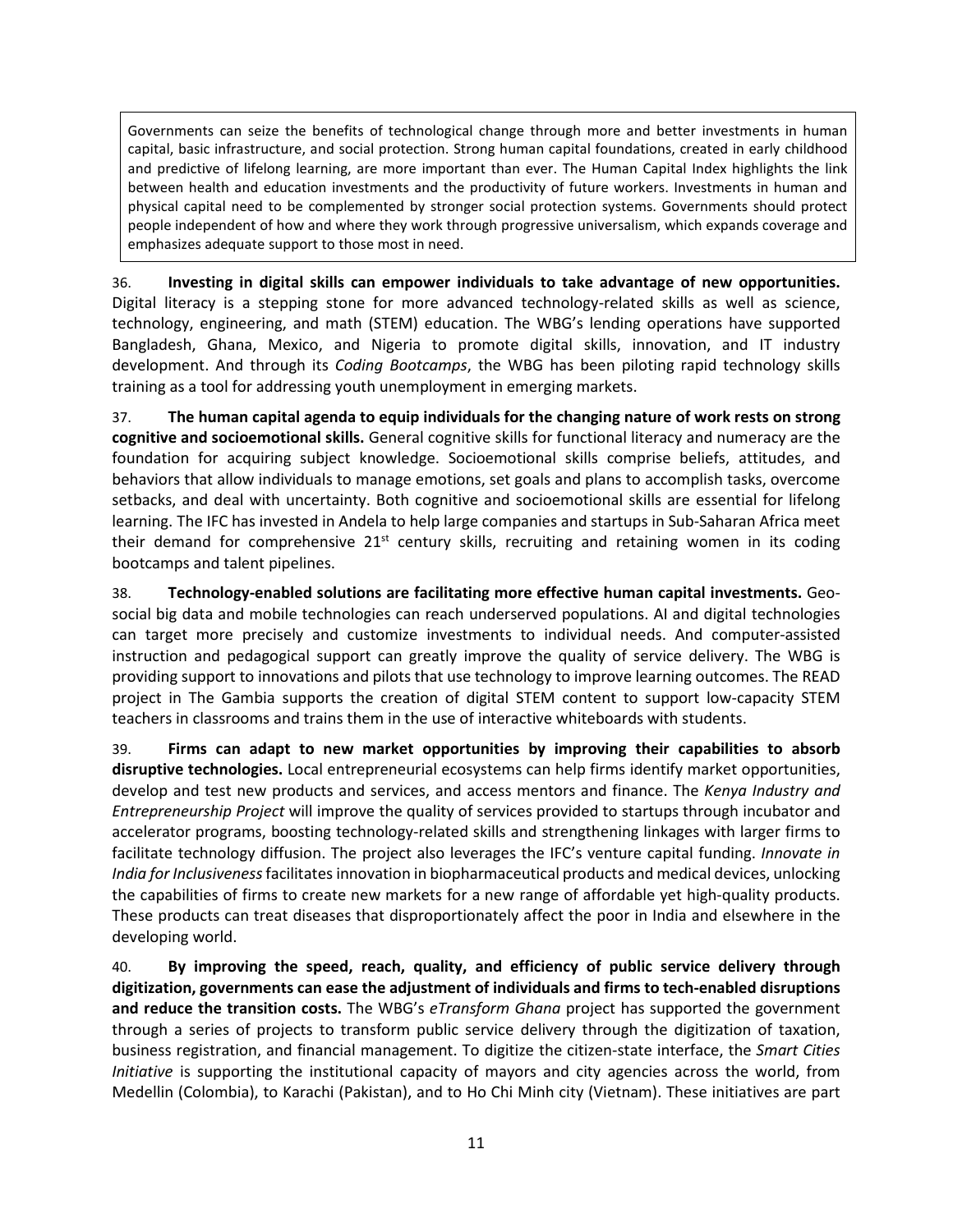> Governments can seize the benefits of technological change through more and better investments in human capital, basic infrastructure, and social protection. Strong human capital foundations, created in early childhood and predictive of lifelong learning, are more important than ever. The Human Capital Index highlights the link between health and education investments and the productivity of future workers. Investments in human and physical capital need to be complemented by stronger social protection systems. Governments should protect people independent of how and where they work through progressive universalism, which expands coverage and emphasizes adequate support to those most in need.

36. **Investing in digital skills can empower individuals to take advantage of new opportunities.** Digital literacy is a stepping stone for more advanced technology-related skills as well as science, technology, engineering, and math (STEM) education. The WBG's lending operations have supported Bangladesh, Ghana, Mexico, and Nigeria to promote digital skills, innovation, and IT industry development. And through its *Coding Bootcamps*, the WBG has been piloting rapid technology skills training as a tool for addressing youth unemployment in emerging markets.

37. **The human capital agenda to equip individuals for the changing nature of work rests on strong cognitive and socioemotional skills.** General cognitive skills for functional literacy and numeracy are the foundation for acquiring subject knowledge. Socioemotional skills comprise beliefs, attitudes, and behaviors that allow individuals to manage emotions, set goals and plans to accomplish tasks, overcome setbacks, and deal with uncertainty. Both cognitive and socioemotional skills are essential for lifelong learning. The IFC has invested in Andela to help large companies and startups in Sub-Saharan Africa meet their demand for comprehensive 21st century skills, recruiting and retaining women in its coding bootcamps and talent pipelines.

38. **Technology-enabled solutions are facilitating more effective human capital investments.** Geo-social big data and mobile technologies can reach underserved populations. AI and digital technologies can target more precisely and customize investments to individual needs. And computer-assisted instruction and pedagogical support can greatly improve the quality of service delivery. The WBG is providing support to innovations and pilots that use technology to improve learning outcomes. The READ project in The Gambia supports the creation of digital STEM content to support low-capacity STEM teachers in classrooms and trains them in the use of interactive whiteboards with students.

39. **Firms can adapt to new market opportunities by improving their capabilities to absorb disruptive technologies.** Local entrepreneurial ecosystems can help firms identify market opportunities, develop and test new products and services, and access mentors and finance. The *Kenya Industry and Entrepreneurship Project* will improve the quality of services provided to startups through incubator and accelerator programs, boosting technology-related skills and strengthening linkages with larger firms to facilitate technology diffusion. The project also leverages the IFC's venture capital funding. *Innovate in India for Inclusiveness* facilitates innovation in biopharmaceutical products and medical devices, unlocking the capabilities of firms to create new markets for a new range of affordable yet high-quality products. These products can treat diseases that disproportionately affect the poor in India and elsewhere in the developing world.

40. **By improving the speed, reach, quality, and efficiency of public service delivery through digitization, governments can ease the adjustment of individuals and firms to tech-enabled disruptions and reduce the transition costs.** The WBG's *eTransform Ghana* project has supported the government through a series of projects to transform public service delivery through the digitization of taxation, business registration, and financial management. To digitize the citizen-state interface, the *Smart Cities Initiative* is supporting the institutional capacity of mayors and city agencies across the world, from Medellin (Colombia), to Karachi (Pakistan), and to Ho Chi Minh city (Vietnam). These initiatives are part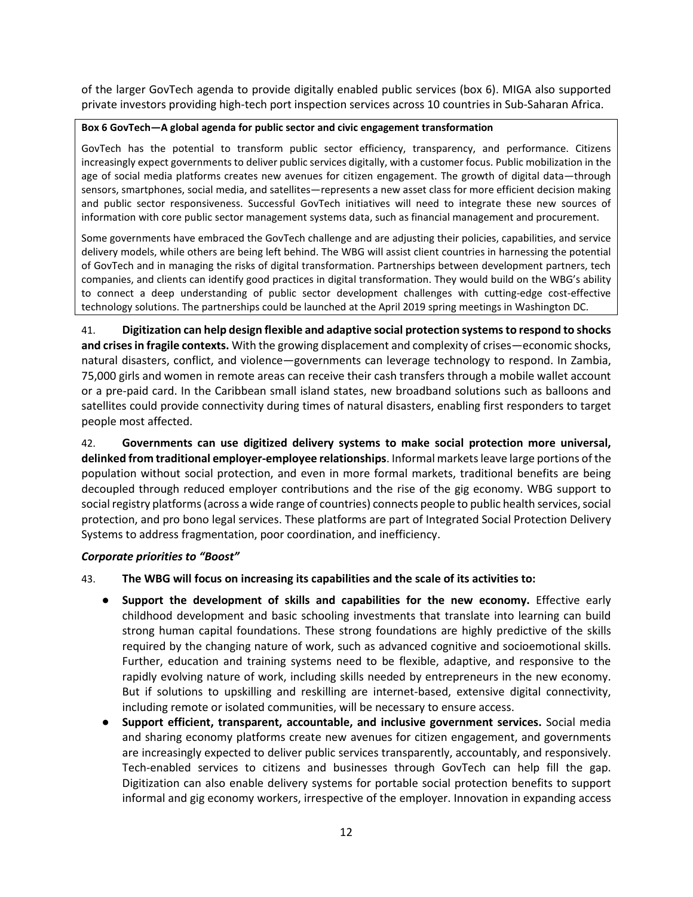of the larger GovTech agenda to provide digitally enabled public services (box 6). MIGA also supported private investors providing high-tech port inspection services across 10 countries in Sub-Saharan Africa.

**Box 6 GovTech—A global agenda for public sector and civic engagement transformation**

GovTech has the potential to transform public sector efficiency, transparency, and performance. Citizens increasingly expect governments to deliver public services digitally, with a customer focus. Public mobilization in the age of social media platforms creates new avenues for citizen engagement. The growth of digital data—through sensors, smartphones, social media, and satellites—represents a new asset class for more efficient decision making and public sector responsiveness. Successful GovTech initiatives will need to integrate these new sources of information with core public sector management systems data, such as financial management and procurement.

Some governments have embraced the GovTech challenge and are adjusting their policies, capabilities, and service delivery models, while others are being left behind. The WBG will assist client countries in harnessing the potential of GovTech and in managing the risks of digital transformation. Partnerships between development partners, tech companies, and clients can identify good practices in digital transformation. They would build on the WBG's ability to connect a deep understanding of public sector development challenges with cutting-edge cost-effective technology solutions. The partnerships could be launched at the April 2019 spring meetings in Washington DC.

41. **Digitization can help design flexible and adaptive social protection systems to respond to shocks and crises in fragile contexts.** With the growing displacement and complexity of crises—economic shocks, natural disasters, conflict, and violence—governments can leverage technology to respond. In Zambia, 75,000 girls and women in remote areas can receive their cash transfers through a mobile wallet account or a pre-paid card. In the Caribbean small island states, new broadband solutions such as balloons and satellites could provide connectivity during times of natural disasters, enabling first responders to target people most affected.

42. **Governments can use digitized delivery systems to make social protection more universal, delinked from traditional employer-employee relationships**. Informal markets leave large portions of the population without social protection, and even in more formal markets, traditional benefits are being decoupled through reduced employer contributions and the rise of the gig economy. WBG support to social registry platforms (across a wide range of countries) connects people to public health services, social protection, and pro bono legal services. These platforms are part of Integrated Social Protection Delivery Systems to address fragmentation, poor coordination, and inefficiency.

***Corporate priorities to "Boost"***

43. **The WBG will focus on increasing its capabilities and the scale of its activities to:**

- **Support the development of skills and capabilities for the new economy.** Effective early childhood development and basic schooling investments that translate into learning can build strong human capital foundations. These strong foundations are highly predictive of the skills required by the changing nature of work, such as advanced cognitive and socioemotional skills. Further, education and training systems need to be flexible, adaptive, and responsive to the rapidly evolving nature of work, including skills needed by entrepreneurs in the new economy. But if solutions to upskilling and reskilling are internet-based, extensive digital connectivity, including remote or isolated communities, will be necessary to ensure access.
- **Support efficient, transparent, accountable, and inclusive government services.** Social media and sharing economy platforms create new avenues for citizen engagement, and governments are increasingly expected to deliver public services transparently, accountably, and responsively. Tech-enabled services to citizens and businesses through GovTech can help fill the gap. Digitization can also enable delivery systems for portable social protection benefits to support informal and gig economy workers, irrespective of the employer. Innovation in expanding access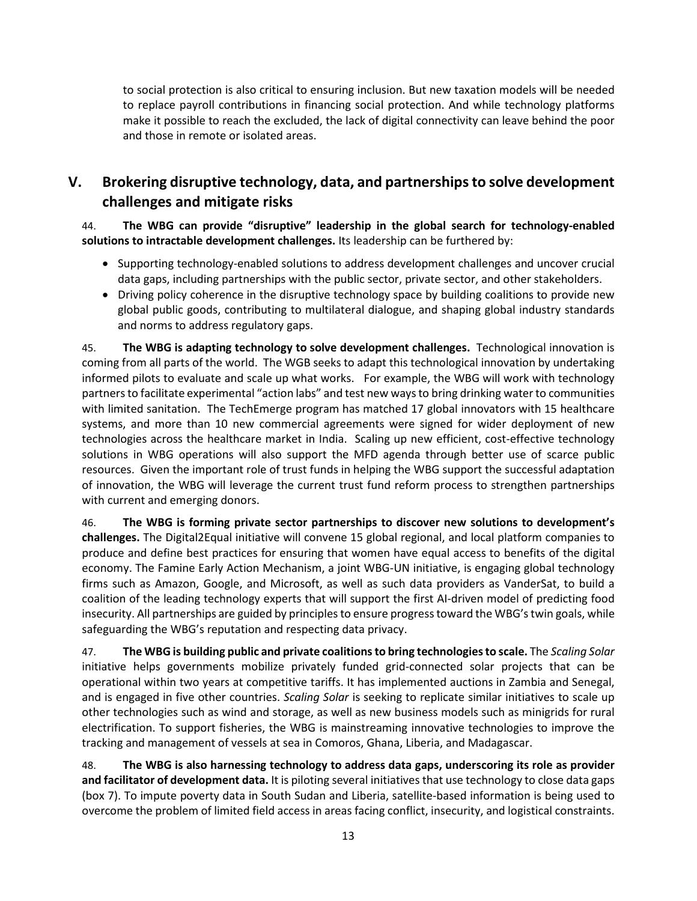to social protection is also critical to ensuring inclusion. But new taxation models will be needed to replace payroll contributions in financing social protection. And while technology platforms make it possible to reach the excluded, the lack of digital connectivity can leave behind the poor and those in remote or isolated areas.

## V. Brokering disruptive technology, data, and partnerships to solve development challenges and mitigate risks

44. **The WBG can provide "disruptive" leadership in the global search for technology-enabled solutions to intractable development challenges.** Its leadership can be furthered by:

- Supporting technology-enabled solutions to address development challenges and uncover crucial data gaps, including partnerships with the public sector, private sector, and other stakeholders.
- Driving policy coherence in the disruptive technology space by building coalitions to provide new global public goods, contributing to multilateral dialogue, and shaping global industry standards and norms to address regulatory gaps.

45. **The WBG is adapting technology to solve development challenges.** Technological innovation is coming from all parts of the world. The WGB seeks to adapt this technological innovation by undertaking informed pilots to evaluate and scale up what works. For example, the WBG will work with technology partners to facilitate experimental "action labs" and test new ways to bring drinking water to communities with limited sanitation. The TechEmerge program has matched 17 global innovators with 15 healthcare systems, and more than 10 new commercial agreements were signed for wider deployment of new technologies across the healthcare market in India. Scaling up new efficient, cost-effective technology solutions in WBG operations will also support the MFD agenda through better use of scarce public resources. Given the important role of trust funds in helping the WBG support the successful adaptation of innovation, the WBG will leverage the current trust fund reform process to strengthen partnerships with current and emerging donors.

46. **The WBG is forming private sector partnerships to discover new solutions to development's challenges.** The Digital2Equal initiative will convene 15 global regional, and local platform companies to produce and define best practices for ensuring that women have equal access to benefits of the digital economy. The Famine Early Action Mechanism, a joint WBG-UN initiative, is engaging global technology firms such as Amazon, Google, and Microsoft, as well as such data providers as VanderSat, to build a coalition of the leading technology experts that will support the first AI-driven model of predicting food insecurity. All partnerships are guided by principles to ensure progress toward the WBG's twin goals, while safeguarding the WBG's reputation and respecting data privacy.

47. **The WBG is building public and private coalitions to bring technologies to scale.** The *Scaling Solar* initiative helps governments mobilize privately funded grid-connected solar projects that can be operational within two years at competitive tariffs. It has implemented auctions in Zambia and Senegal, and is engaged in five other countries. *Scaling Solar* is seeking to replicate similar initiatives to scale up other technologies such as wind and storage, as well as new business models such as minigrids for rural electrification. To support fisheries, the WBG is mainstreaming innovative technologies to improve the tracking and management of vessels at sea in Comoros, Ghana, Liberia, and Madagascar.

48. **The WBG is also harnessing technology to address data gaps, underscoring its role as provider and facilitator of development data.** It is piloting several initiatives that use technology to close data gaps (box 7). To impute poverty data in South Sudan and Liberia, satellite-based information is being used to overcome the problem of limited field access in areas facing conflict, insecurity, and logistical constraints.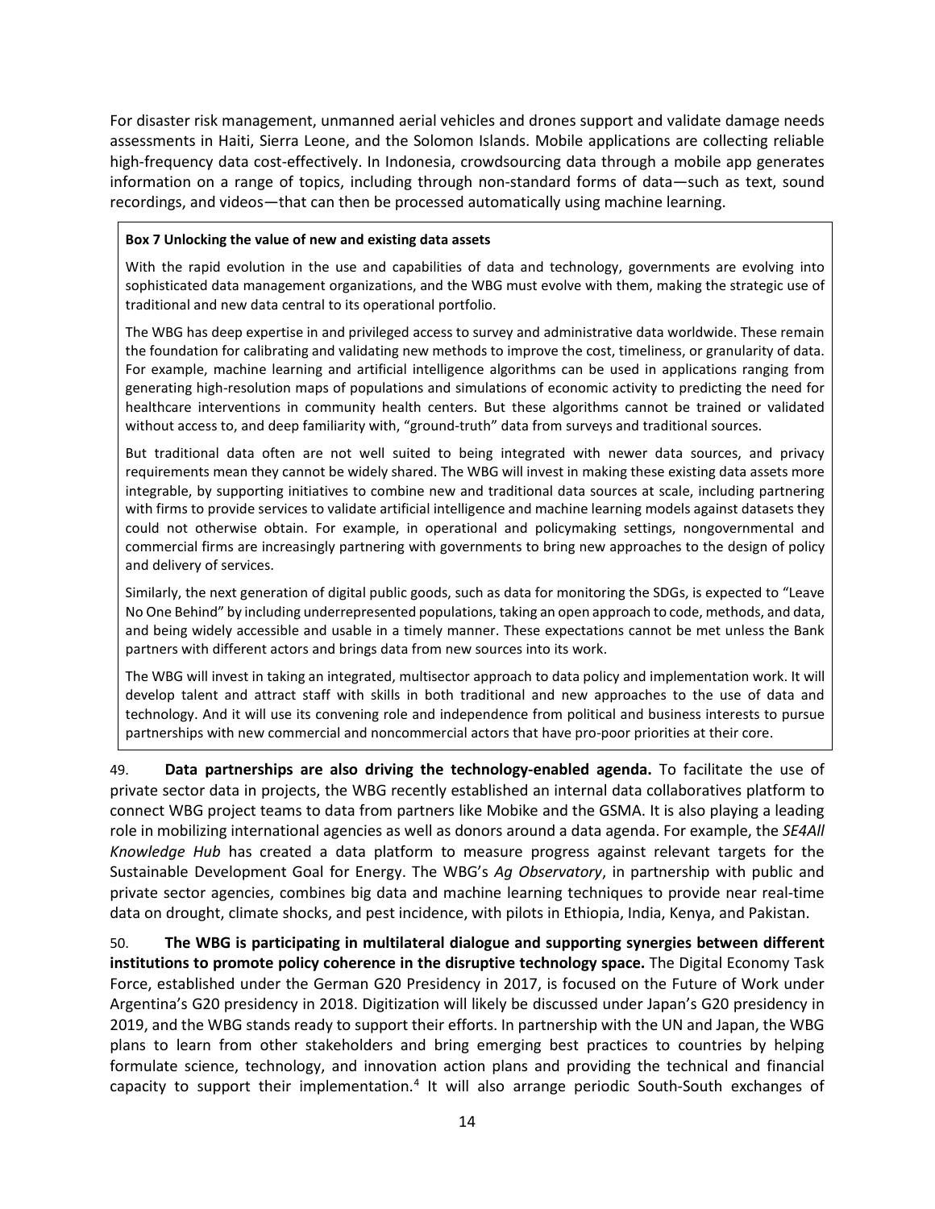For disaster risk management, unmanned aerial vehicles and drones support and validate damage needs assessments in Haiti, Sierra Leone, and the Solomon Islands. Mobile applications are collecting reliable high-frequency data cost-effectively. In Indonesia, crowdsourcing data through a mobile app generates information on a range of topics, including through non-standard forms of data—such as text, sound recordings, and videos—that can then be processed automatically using machine learning.

> **Box 7 Unlocking the value of new and existing data assets**
>
> With the rapid evolution in the use and capabilities of data and technology, governments are evolving into sophisticated data management organizations, and the WBG must evolve with them, making the strategic use of traditional and new data central to its operational portfolio.
>
> The WBG has deep expertise in and privileged access to survey and administrative data worldwide. These remain the foundation for calibrating and validating new methods to improve the cost, timeliness, or granularity of data. For example, machine learning and artificial intelligence algorithms can be used in applications ranging from generating high-resolution maps of populations and simulations of economic activity to predicting the need for healthcare interventions in community health centers. But these algorithms cannot be trained or validated without access to, and deep familiarity with, "ground-truth" data from surveys and traditional sources.
>
> But traditional data often are not well suited to being integrated with newer data sources, and privacy requirements mean they cannot be widely shared. The WBG will invest in making these existing data assets more integrable, by supporting initiatives to combine new and traditional data sources at scale, including partnering with firms to provide services to validate artificial intelligence and machine learning models against datasets they could not otherwise obtain. For example, in operational and policymaking settings, nongovernmental and commercial firms are increasingly partnering with governments to bring new approaches to the design of policy and delivery of services.
>
> Similarly, the next generation of digital public goods, such as data for monitoring the SDGs, is expected to "Leave No One Behind" by including underrepresented populations, taking an open approach to code, methods, and data, and being widely accessible and usable in a timely manner. These expectations cannot be met unless the Bank partners with different actors and brings data from new sources into its work.
>
> The WBG will invest in taking an integrated, multisector approach to data policy and implementation work. It will develop talent and attract staff with skills in both traditional and new approaches to the use of data and technology. And it will use its convening role and independence from political and business interests to pursue partnerships with new commercial and noncommercial actors that have pro-poor priorities at their core.

49. **Data partnerships are also driving the technology-enabled agenda.** To facilitate the use of private sector data in projects, the WBG recently established an internal data collaboratives platform to connect WBG project teams to data from partners like Mobike and the GSMA. It is also playing a leading role in mobilizing international agencies as well as donors around a data agenda. For example, the *SE4All Knowledge Hub* has created a data platform to measure progress against relevant targets for the Sustainable Development Goal for Energy. The WBG's *Ag Observatory*, in partnership with public and private sector agencies, combines big data and machine learning techniques to provide near real-time data on drought, climate shocks, and pest incidence, with pilots in Ethiopia, India, Kenya, and Pakistan.

50. **The WBG is participating in multilateral dialogue and supporting synergies between different institutions to promote policy coherence in the disruptive technology space.** The Digital Economy Task Force, established under the German G20 Presidency in 2017, is focused on the Future of Work under Argentina's G20 presidency in 2018. Digitization will likely be discussed under Japan's G20 presidency in 2019, and the WBG stands ready to support their efforts. In partnership with the UN and Japan, the WBG plans to learn from other stakeholders and bring emerging best practices to countries by helping formulate science, technology, and innovation action plans and providing the technical and financial capacity to support their implementation.[4] It will also arrange periodic South-South exchanges of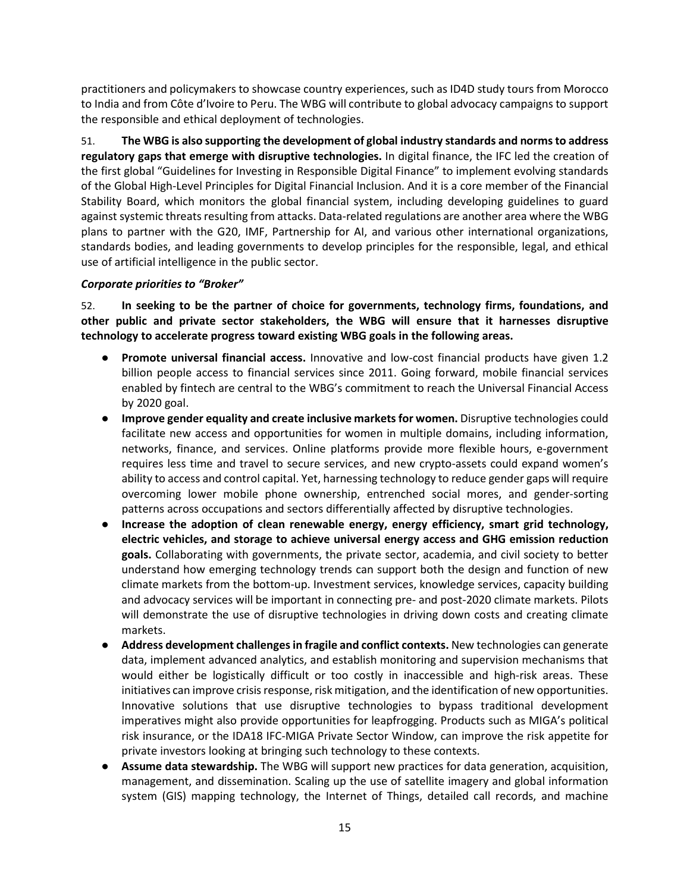practitioners and policymakers to showcase country experiences, such as ID4D study tours from Morocco to India and from Côte d'Ivoire to Peru. The WBG will contribute to global advocacy campaigns to support the responsible and ethical deployment of technologies.

51. **The WBG is also supporting the development of global industry standards and norms to address regulatory gaps that emerge with disruptive technologies.** In digital finance, the IFC led the creation of the first global "Guidelines for Investing in Responsible Digital Finance" to implement evolving standards of the Global High-Level Principles for Digital Financial Inclusion. And it is a core member of the Financial Stability Board, which monitors the global financial system, including developing guidelines to guard against systemic threats resulting from attacks. Data-related regulations are another area where the WBG plans to partner with the G20, IMF, Partnership for AI, and various other international organizations, standards bodies, and leading governments to develop principles for the responsible, legal, and ethical use of artificial intelligence in the public sector.

***Corporate priorities to "Broker"***

52. **In seeking to be the partner of choice for governments, technology firms, foundations, and other public and private sector stakeholders, the WBG will ensure that it harnesses disruptive technology to accelerate progress toward existing WBG goals in the following areas.**

- **Promote universal financial access.** Innovative and low-cost financial products have given 1.2 billion people access to financial services since 2011. Going forward, mobile financial services enabled by fintech are central to the WBG's commitment to reach the Universal Financial Access by 2020 goal.
- **Improve gender equality and create inclusive markets for women.** Disruptive technologies could facilitate new access and opportunities for women in multiple domains, including information, networks, finance, and services. Online platforms provide more flexible hours, e-government requires less time and travel to secure services, and new crypto-assets could expand women's ability to access and control capital. Yet, harnessing technology to reduce gender gaps will require overcoming lower mobile phone ownership, entrenched social mores, and gender-sorting patterns across occupations and sectors differentially affected by disruptive technologies.
- **Increase the adoption of clean renewable energy, energy efficiency, smart grid technology, electric vehicles, and storage to achieve universal energy access and GHG emission reduction goals.** Collaborating with governments, the private sector, academia, and civil society to better understand how emerging technology trends can support both the design and function of new climate markets from the bottom-up. Investment services, knowledge services, capacity building and advocacy services will be important in connecting pre- and post-2020 climate markets. Pilots will demonstrate the use of disruptive technologies in driving down costs and creating climate markets.
- **Address development challenges in fragile and conflict contexts.** New technologies can generate data, implement advanced analytics, and establish monitoring and supervision mechanisms that would either be logistically difficult or too costly in inaccessible and high-risk areas. These initiatives can improve crisis response, risk mitigation, and the identification of new opportunities. Innovative solutions that use disruptive technologies to bypass traditional development imperatives might also provide opportunities for leapfrogging. Products such as MIGA's political risk insurance, or the IDA18 IFC-MIGA Private Sector Window, can improve the risk appetite for private investors looking at bringing such technology to these contexts.
- **Assume data stewardship.** The WBG will support new practices for data generation, acquisition, management, and dissemination. Scaling up the use of satellite imagery and global information system (GIS) mapping technology, the Internet of Things, detailed call records, and machine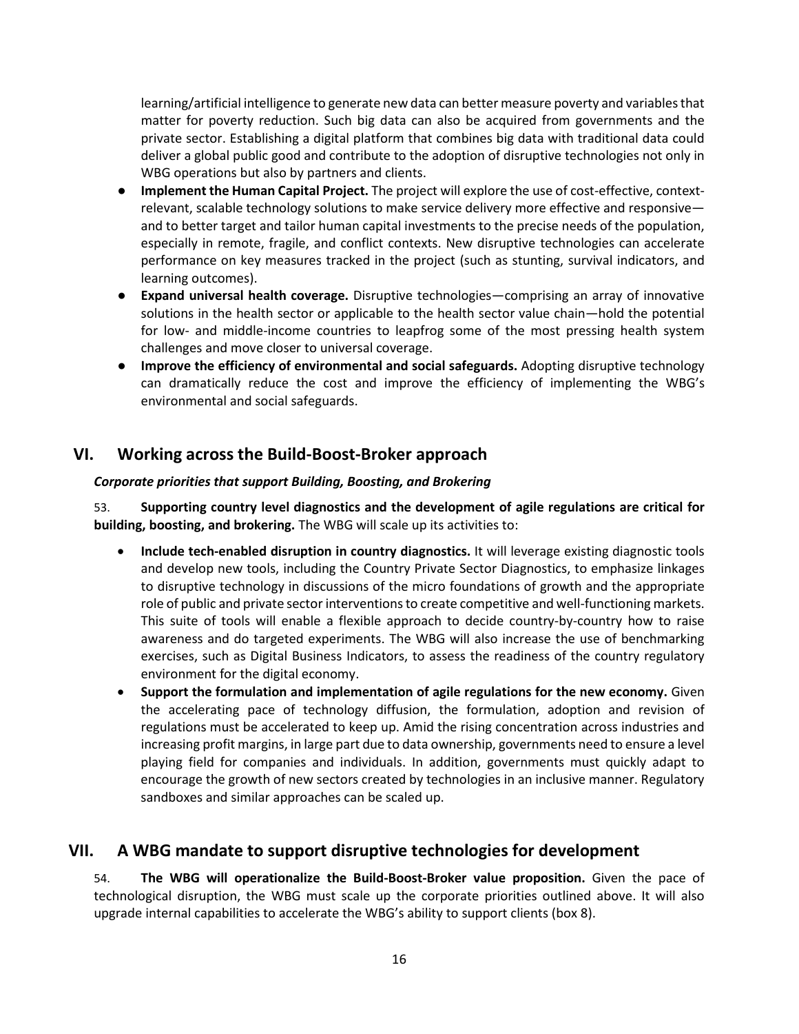learning/artificial intelligence to generate new data can better measure poverty and variables that matter for poverty reduction. Such big data can also be acquired from governments and the private sector. Establishing a digital platform that combines big data with traditional data could deliver a global public good and contribute to the adoption of disruptive technologies not only in WBG operations but also by partners and clients.

- **Implement the Human Capital Project.** The project will explore the use of cost-effective, context-relevant, scalable technology solutions to make service delivery more effective and responsive—and to better target and tailor human capital investments to the precise needs of the population, especially in remote, fragile, and conflict contexts. New disruptive technologies can accelerate performance on key measures tracked in the project (such as stunting, survival indicators, and learning outcomes).
- **Expand universal health coverage.** Disruptive technologies—comprising an array of innovative solutions in the health sector or applicable to the health sector value chain—hold the potential for low- and middle-income countries to leapfrog some of the most pressing health system challenges and move closer to universal coverage.
- **Improve the efficiency of environmental and social safeguards.** Adopting disruptive technology can dramatically reduce the cost and improve the efficiency of implementing the WBG's environmental and social safeguards.

## VI. Working across the Build-Boost-Broker approach

***Corporate priorities that support Building, Boosting, and Brokering***

53. **Supporting country level diagnostics and the development of agile regulations are critical for building, boosting, and brokering.** The WBG will scale up its activities to:

- **Include tech-enabled disruption in country diagnostics.** It will leverage existing diagnostic tools and develop new tools, including the Country Private Sector Diagnostics, to emphasize linkages to disruptive technology in discussions of the micro foundations of growth and the appropriate role of public and private sector interventions to create competitive and well-functioning markets. This suite of tools will enable a flexible approach to decide country-by-country how to raise awareness and do targeted experiments. The WBG will also increase the use of benchmarking exercises, such as Digital Business Indicators, to assess the readiness of the country regulatory environment for the digital economy.
- **Support the formulation and implementation of agile regulations for the new economy.** Given the accelerating pace of technology diffusion, the formulation, adoption and revision of regulations must be accelerated to keep up. Amid the rising concentration across industries and increasing profit margins, in large part due to data ownership, governments need to ensure a level playing field for companies and individuals. In addition, governments must quickly adapt to encourage the growth of new sectors created by technologies in an inclusive manner. Regulatory sandboxes and similar approaches can be scaled up.

## VII. A WBG mandate to support disruptive technologies for development

54. **The WBG will operationalize the Build-Boost-Broker value proposition.** Given the pace of technological disruption, the WBG must scale up the corporate priorities outlined above. It will also upgrade internal capabilities to accelerate the WBG's ability to support clients (box 8).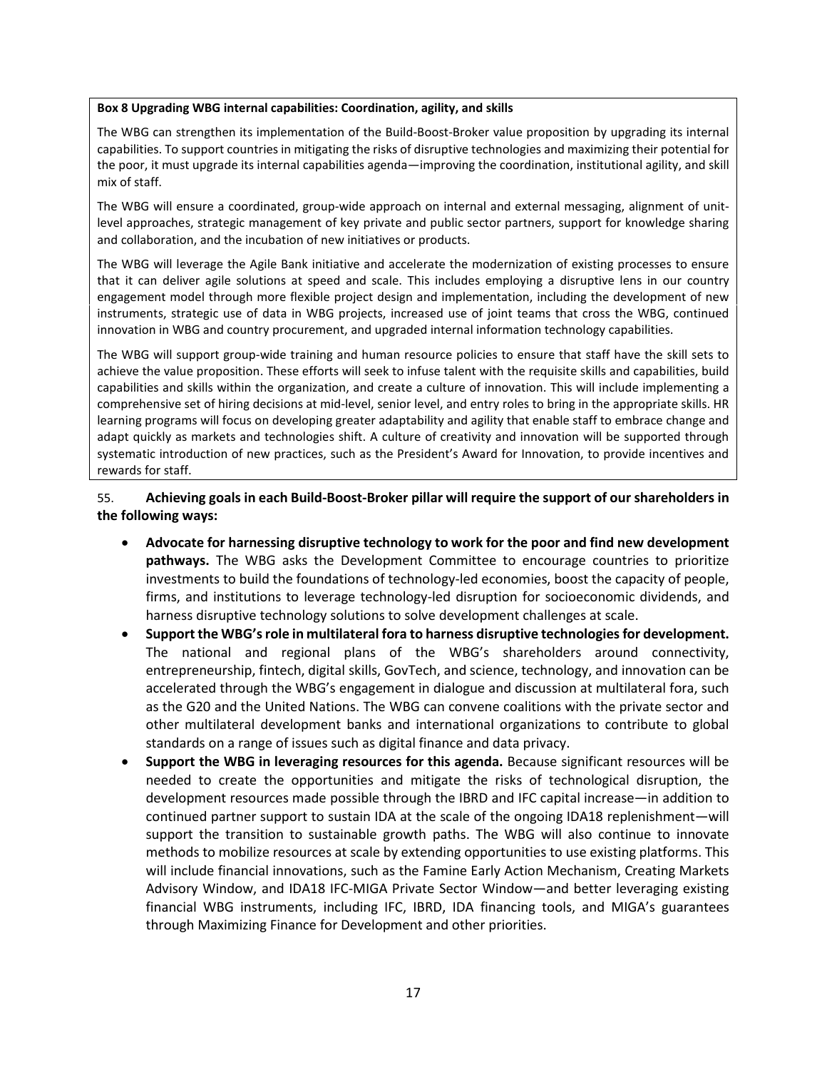**Box 8 Upgrading WBG internal capabilities: Coordination, agility, and skills**

The WBG can strengthen its implementation of the Build-Boost-Broker value proposition by upgrading its internal capabilities. To support countries in mitigating the risks of disruptive technologies and maximizing their potential for the poor, it must upgrade its internal capabilities agenda—improving the coordination, institutional agility, and skill mix of staff.

The WBG will ensure a coordinated, group-wide approach on internal and external messaging, alignment of unit-level approaches, strategic management of key private and public sector partners, support for knowledge sharing and collaboration, and the incubation of new initiatives or products.

The WBG will leverage the Agile Bank initiative and accelerate the modernization of existing processes to ensure that it can deliver agile solutions at speed and scale. This includes employing a disruptive lens in our country engagement model through more flexible project design and implementation, including the development of new instruments, strategic use of data in WBG projects, increased use of joint teams that cross the WBG, continued innovation in WBG and country procurement, and upgraded internal information technology capabilities.

The WBG will support group-wide training and human resource policies to ensure that staff have the skill sets to achieve the value proposition. These efforts will seek to infuse talent with the requisite skills and capabilities, build capabilities and skills within the organization, and create a culture of innovation. This will include implementing a comprehensive set of hiring decisions at mid-level, senior level, and entry roles to bring in the appropriate skills. HR learning programs will focus on developing greater adaptability and agility that enable staff to embrace change and adapt quickly as markets and technologies shift. A culture of creativity and innovation will be supported through systematic introduction of new practices, such as the President's Award for Innovation, to provide incentives and rewards for staff.

55. **Achieving goals in each Build-Boost-Broker pillar will require the support of our shareholders in the following ways:**

- **Advocate for harnessing disruptive technology to work for the poor and find new development pathways.** The WBG asks the Development Committee to encourage countries to prioritize investments to build the foundations of technology-led economies, boost the capacity of people, firms, and institutions to leverage technology-led disruption for socioeconomic dividends, and harness disruptive technology solutions to solve development challenges at scale.
- **Support the WBG's role in multilateral fora to harness disruptive technologies for development.** The national and regional plans of the WBG's shareholders around connectivity, entrepreneurship, fintech, digital skills, GovTech, and science, technology, and innovation can be accelerated through the WBG's engagement in dialogue and discussion at multilateral fora, such as the G20 and the United Nations. The WBG can convene coalitions with the private sector and other multilateral development banks and international organizations to contribute to global standards on a range of issues such as digital finance and data privacy.
- **Support the WBG in leveraging resources for this agenda.** Because significant resources will be needed to create the opportunities and mitigate the risks of technological disruption, the development resources made possible through the IBRD and IFC capital increase—in addition to continued partner support to sustain IDA at the scale of the ongoing IDA18 replenishment—will support the transition to sustainable growth paths. The WBG will also continue to innovate methods to mobilize resources at scale by extending opportunities to use existing platforms. This will include financial innovations, such as the Famine Early Action Mechanism, Creating Markets Advisory Window, and IDA18 IFC-MIGA Private Sector Window—and better leveraging existing financial WBG instruments, including IFC, IBRD, IDA financing tools, and MIGA's guarantees through Maximizing Finance for Development and other priorities.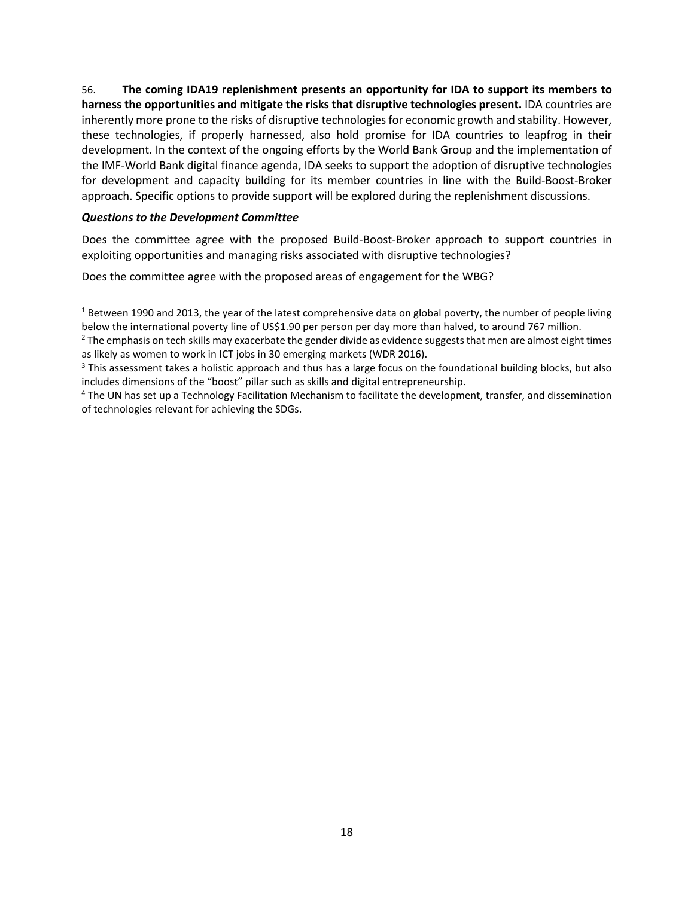56. **The coming IDA19 replenishment presents an opportunity for IDA to support its members to harness the opportunities and mitigate the risks that disruptive technologies present.** IDA countries are inherently more prone to the risks of disruptive technologies for economic growth and stability. However, these technologies, if properly harnessed, also hold promise for IDA countries to leapfrog in their development. In the context of the ongoing efforts by the World Bank Group and the implementation of the IMF-World Bank digital finance agenda, IDA seeks to support the adoption of disruptive technologies for development and capacity building for its member countries in line with the Build-Boost-Broker approach. Specific options to provide support will be explored during the replenishment discussions.

***Questions to the Development Committee***

Does the committee agree with the proposed Build-Boost-Broker approach to support countries in exploiting opportunities and managing risks associated with disruptive technologies?

Does the committee agree with the proposed areas of engagement for the WBG?

---

[1] Between 1990 and 2013, the year of the latest comprehensive data on global poverty, the number of people living below the international poverty line of US$1.90 per person per day more than halved, to around 767 million.

[2] The emphasis on tech skills may exacerbate the gender divide as evidence suggests that men are almost eight times as likely as women to work in ICT jobs in 30 emerging markets (WDR 2016).

[3] This assessment takes a holistic approach and thus has a large focus on the foundational building blocks, but also includes dimensions of the "boost" pillar such as skills and digital entrepreneurship.

[4] The UN has set up a Technology Facilitation Mechanism to facilitate the development, transfer, and dissemination of technologies relevant for achieving the SDGs.